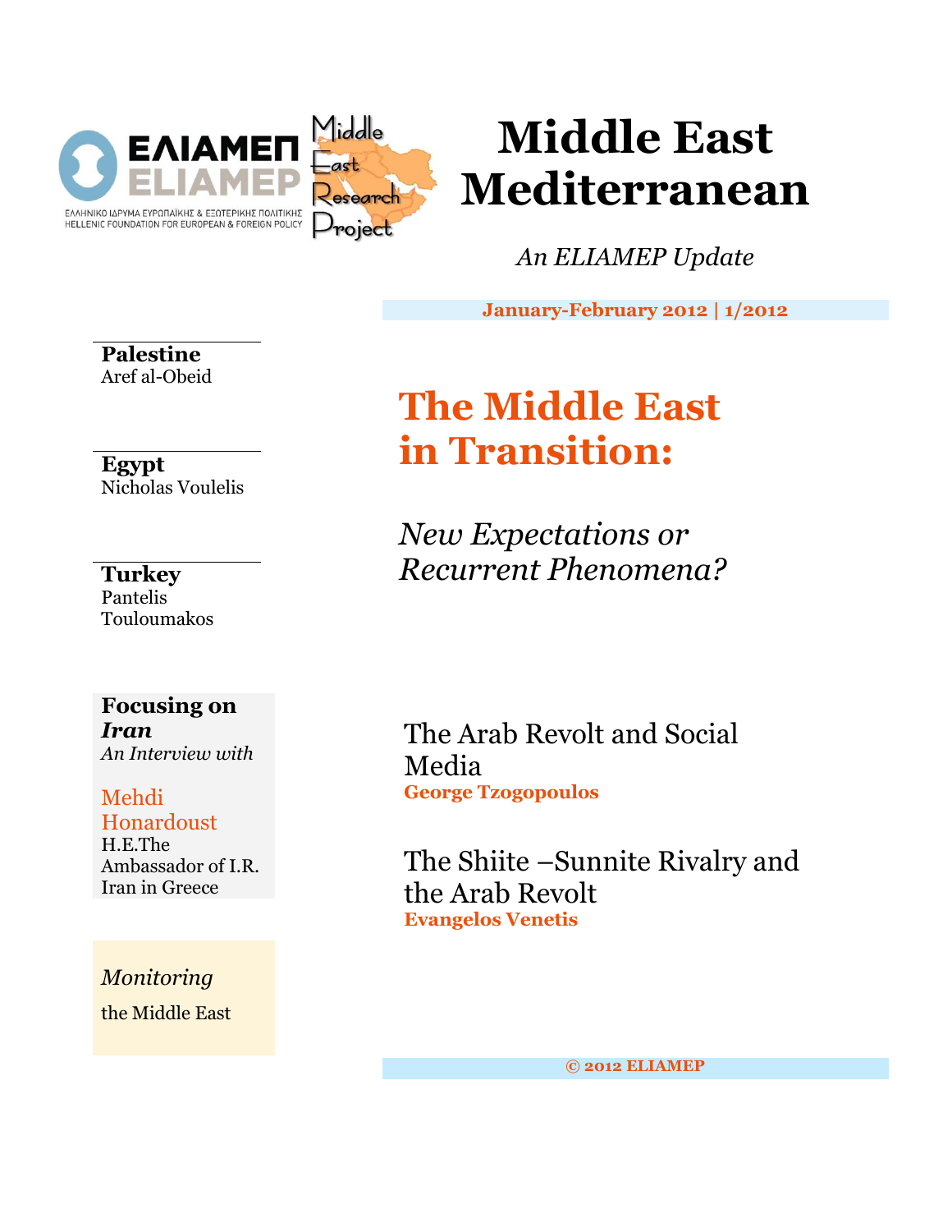ΕΛΙΑΜΕΠ
ELIAMEP
ΕΛΛΗΝΙΚΟ ΙΔΡΥΜΑ ΕΥΡΩΠΑΪΚΗΣ & ΕΞΩΤΕΡΙΚΗΣ ΠΟΛΙΤΙΚΗΣ
HELLENIC FOUNDATION FOR EUROPEAN & FOREIGN POLICY

Middle East Research Project

# Middle East Mediterranean

*An ELIAMEP Update*

**January-February 2012 | 1/2012**

# The Middle East in Transition:

## *New Expectations or Recurrent Phenomena?*

The Arab Revolt and Social Media
**George Tzogopoulos**

The Shiite –Sunnite Rivalry and the Arab Revolt
**Evangelos Venetis**

**Palestine**
Aref al-Obeid

**Egypt**
Nicholas Voulelis

**Turkey**
Pantelis Touloumakos

**Focusing on *Iran***
*An Interview with*

Mehdi Honardoust
H.E.The Ambassador of I.R. Iran in Greece

*Monitoring* the Middle East

**© 2012 ELIAMEP**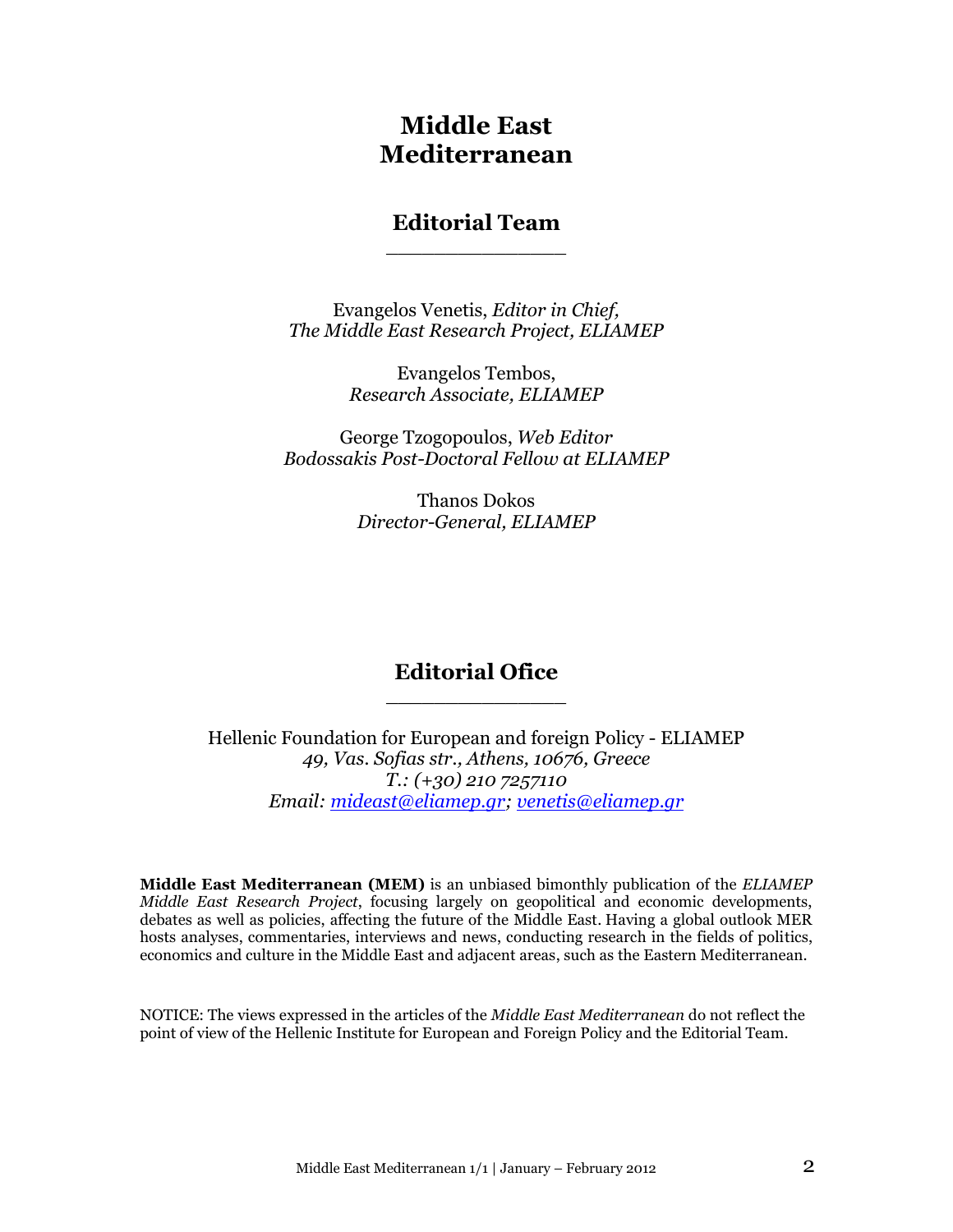# Middle East Mediterranean

## Editorial Team

Evangelos Venetis, *Editor in Chief,*
*The Middle East Research Project, ELIAMEP*

Evangelos Tembos,
*Research Associate, ELIAMEP*

George Tzogopoulos, *Web Editor*
*Bodossakis Post-Doctoral Fellow at ELIAMEP*

Thanos Dokos
*Director-General, ELIAMEP*

## Editorial Ofice

Hellenic Foundation for European and foreign Policy - ELIAMEP
*49, Vas. Sofias str., Athens, 10676, Greece*
*T.: (+30) 210 7257110*
*Email: mideast@eliamep.gr; venetis@eliamep.gr*

**Middle East Mediterranean (MEM)** is an unbiased bimonthly publication of the *ELIAMEP Middle East Research Project*, focusing largely on geopolitical and economic developments, debates as well as policies, affecting the future of the Middle East. Having a global outlook MER hosts analyses, commentaries, interviews and news, conducting research in the fields of politics, economics and culture in the Middle East and adjacent areas, such as the Eastern Mediterranean.

NOTICE: The views expressed in the articles of the *Middle East Mediterranean* do not reflect the point of view of the Hellenic Institute for European and Foreign Policy and the Editorial Team.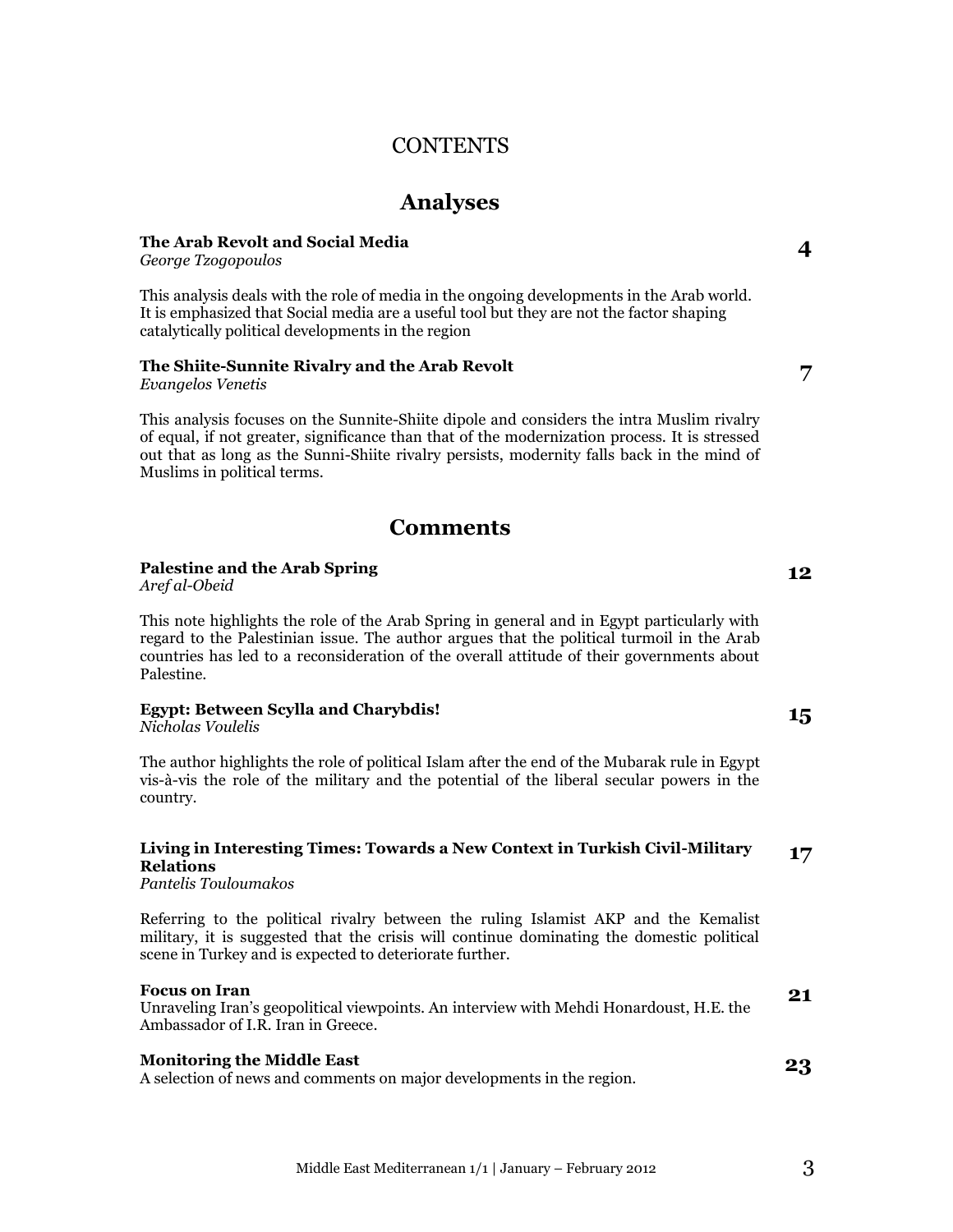# CONTENTS

## Analyses

**The Arab Revolt and Social Media** **4**
*George Tzogopoulos*

This analysis deals with the role of media in the ongoing developments in the Arab world. It is emphasized that Social media are a useful tool but they are not the factor shaping catalytically political developments in the region

**The Shiite-Sunnite Rivalry and the Arab Revolt** **7**
*Evangelos Venetis*

This analysis focuses on the Sunnite-Shiite dipole and considers the intra Muslim rivalry of equal, if not greater, significance than that of the modernization process. It is stressed out that as long as the Sunni-Shiite rivalry persists, modernity falls back in the mind of Muslims in political terms.

## Comments

**Palestine and the Arab Spring** **12**
*Aref al-Obeid*

This note highlights the role of the Arab Spring in general and in Egypt particularly with regard to the Palestinian issue. The author argues that the political turmoil in the Arab countries has led to a reconsideration of the overall attitude of their governments about Palestine.

**Egypt: Between Scylla and Charybdis!** **15**
*Nicholas Voulelis*

The author highlights the role of political Islam after the end of the Mubarak rule in Egypt vis-à-vis the role of the military and the potential of the liberal secular powers in the country.

**Living in Interesting Times: Towards a New Context in Turkish Civil-Military Relations** **17**
*Pantelis Touloumakos*

Referring to the political rivalry between the ruling Islamist AKP and the Kemalist military, it is suggested that the crisis will continue dominating the domestic political scene in Turkey and is expected to deteriorate further.

**Focus on Iran** **21**
Unraveling Iran's geopolitical viewpoints. An interview with Mehdi Honardoust, H.E. the Ambassador of I.R. Iran in Greece.

**Monitoring the Middle East** **23**
A selection of news and comments on major developments in the region.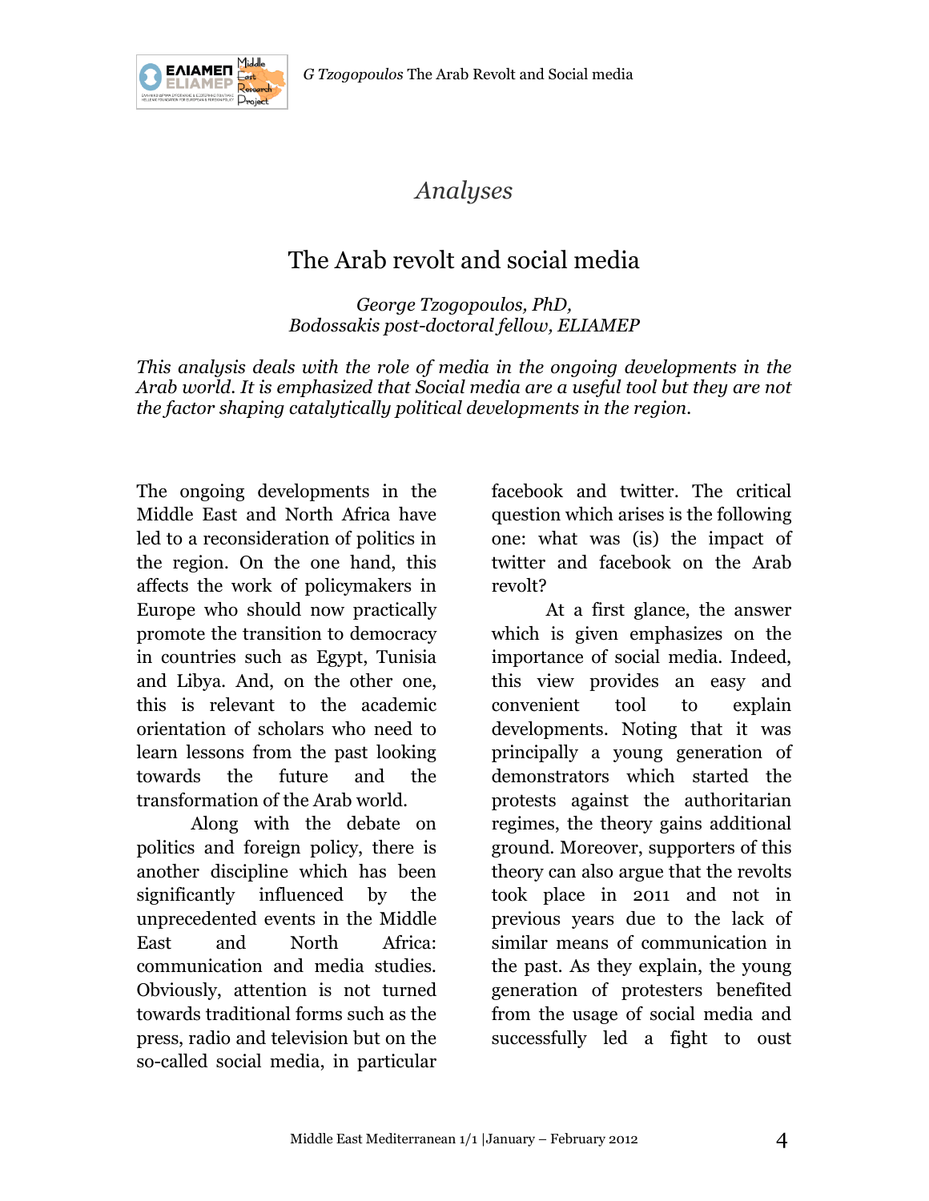## *Analyses*

# The Arab revolt and social media

*George Tzogopoulos, PhD,*
*Bodossakis post-doctoral fellow, ELIAMEP*

*This analysis deals with the role of media in the ongoing developments in the Arab world. It is emphasized that Social media are a useful tool but they are not the factor shaping catalytically political developments in the region.*

The ongoing developments in the Middle East and North Africa have led to a reconsideration of politics in the region. On the one hand, this affects the work of policymakers in Europe who should now practically promote the transition to democracy in countries such as Egypt, Tunisia and Libya. And, on the other one, this is relevant to the academic orientation of scholars who need to learn lessons from the past looking towards the future and the transformation of the Arab world.

Along with the debate on politics and foreign policy, there is another discipline which has been significantly influenced by the unprecedented events in the Middle East and North Africa: communication and media studies. Obviously, attention is not turned towards traditional forms such as the press, radio and television but on the so-called social media, in particular facebook and twitter. The critical question which arises is the following one: what was (is) the impact of twitter and facebook on the Arab revolt?

At a first glance, the answer which is given emphasizes on the importance of social media. Indeed, this view provides an easy and convenient tool to explain developments. Noting that it was principally a young generation of demonstrators which started the protests against the authoritarian regimes, the theory gains additional ground. Moreover, supporters of this theory can also argue that the revolts took place in 2011 and not in previous years due to the lack of similar means of communication in the past. As they explain, the young generation of protesters benefited from the usage of social media and successfully led a fight to oust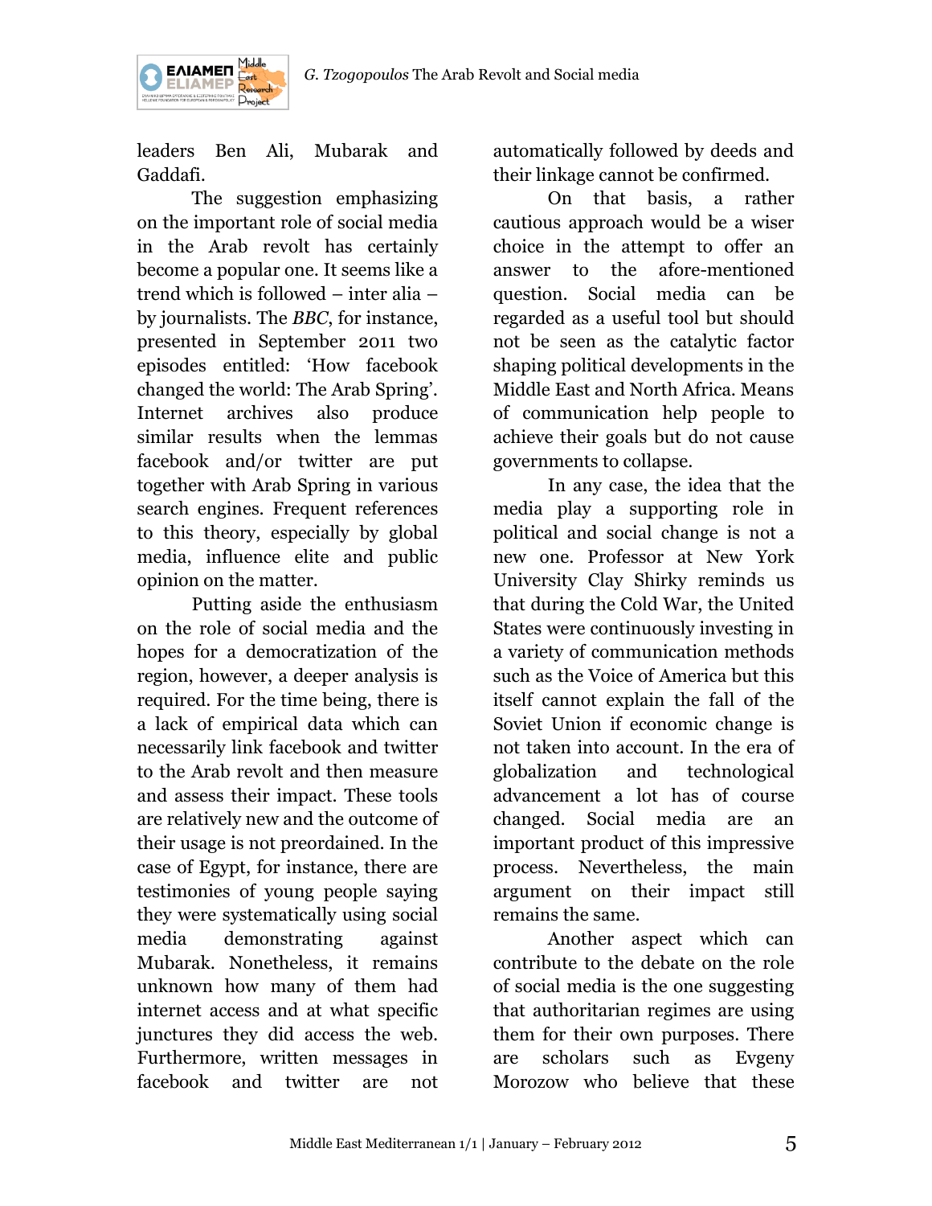leaders Ben Ali, Mubarak and Gaddafi.

The suggestion emphasizing on the important role of social media in the Arab revolt has certainly become a popular one. It seems like a trend which is followed – inter alia – by journalists. The *BBC*, for instance, presented in September 2011 two episodes entitled: 'How facebook changed the world: The Arab Spring'. Internet archives also produce similar results when the lemmas facebook and/or twitter are put together with Arab Spring in various search engines. Frequent references to this theory, especially by global media, influence elite and public opinion on the matter.

Putting aside the enthusiasm on the role of social media and the hopes for a democratization of the region, however, a deeper analysis is required. For the time being, there is a lack of empirical data which can necessarily link facebook and twitter to the Arab revolt and then measure and assess their impact. These tools are relatively new and the outcome of their usage is not preordained. In the case of Egypt, for instance, there are testimonies of young people saying they were systematically using social media demonstrating against Mubarak. Nonetheless, it remains unknown how many of them had internet access and at what specific junctures they did access the web. Furthermore, written messages in facebook and twitter are not automatically followed by deeds and their linkage cannot be confirmed.

On that basis, a rather cautious approach would be a wiser choice in the attempt to offer an answer to the afore-mentioned question. Social media can be regarded as a useful tool but should not be seen as the catalytic factor shaping political developments in the Middle East and North Africa. Means of communication help people to achieve their goals but do not cause governments to collapse.

In any case, the idea that the media play a supporting role in political and social change is not a new one. Professor at New York University Clay Shirky reminds us that during the Cold War, the United States were continuously investing in a variety of communication methods such as the Voice of America but this itself cannot explain the fall of the Soviet Union if economic change is not taken into account. In the era of globalization and technological advancement a lot has of course changed. Social media are an important product of this impressive process. Nevertheless, the main argument on their impact still remains the same.

Another aspect which can contribute to the debate on the role of social media is the one suggesting that authoritarian regimes are using them for their own purposes. There are scholars such as Evgeny Morozow who believe that these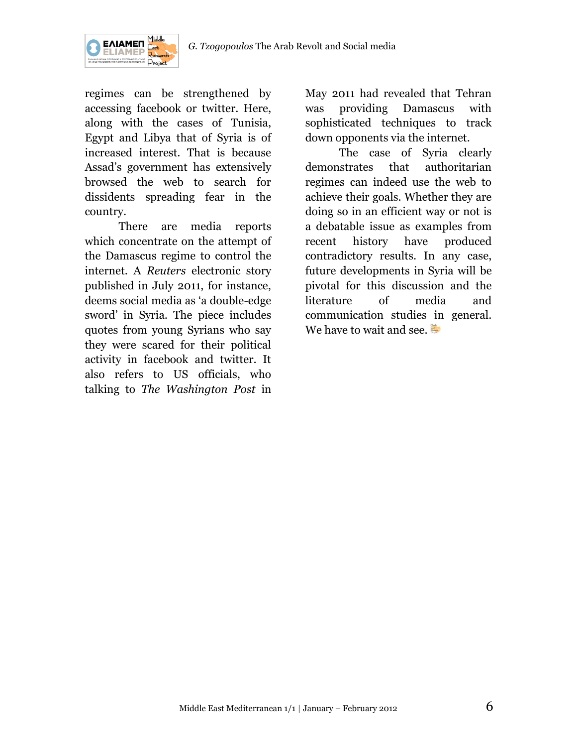regimes can be strengthened by accessing facebook or twitter. Here, along with the cases of Tunisia, Egypt and Libya that of Syria is of increased interest. That is because Assad's government has extensively browsed the web to search for dissidents spreading fear in the country.

There are media reports which concentrate on the attempt of the Damascus regime to control the internet. A *Reuters* electronic story published in July 2011, for instance, deems social media as 'a double-edge sword' in Syria. The piece includes quotes from young Syrians who say they were scared for their political activity in facebook and twitter. It also refers to US officials, who talking to *The Washington Post* in May 2011 had revealed that Tehran was providing Damascus with sophisticated techniques to track down opponents via the internet.

The case of Syria clearly demonstrates that authoritarian regimes can indeed use the web to achieve their goals. Whether they are doing so in an efficient way or not is a debatable issue as examples from recent history have produced contradictory results. In any case, future developments in Syria will be pivotal for this discussion and the literature of media and communication studies in general. We have to wait and see.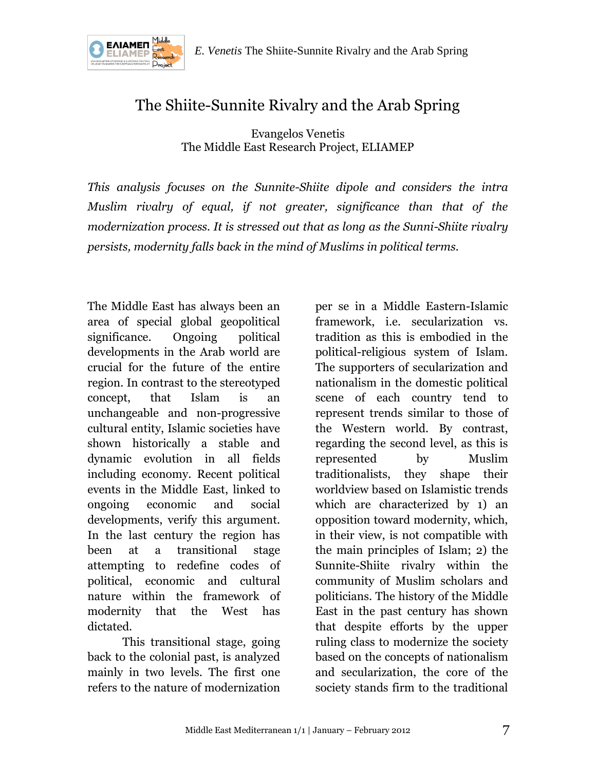# The Shiite-Sunnite Rivalry and the Arab Spring

Evangelos Venetis
The Middle East Research Project, ELIAMEP

*This analysis focuses on the Sunnite-Shiite dipole and considers the intra Muslim rivalry of equal, if not greater, significance than that of the modernization process. It is stressed out that as long as the Sunni-Shiite rivalry persists, modernity falls back in the mind of Muslims in political terms.*

The Middle East has always been an area of special global geopolitical significance. Ongoing political developments in the Arab world are crucial for the future of the entire region. In contrast to the stereotyped concept, that Islam is an unchangeable and non-progressive cultural entity, Islamic societies have shown historically a stable and dynamic evolution in all fields including economy. Recent political events in the Middle East, linked to ongoing economic and social developments, verify this argument. In the last century the region has been at a transitional stage attempting to redefine codes of political, economic and cultural nature within the framework of modernity that the West has dictated.

This transitional stage, going back to the colonial past, is analyzed mainly in two levels. The first one refers to the nature of modernization per se in a Middle Eastern-Islamic framework, i.e. secularization vs. tradition as this is embodied in the political-religious system of Islam. The supporters of secularization and nationalism in the domestic political scene of each country tend to represent trends similar to those of the Western world. By contrast, regarding the second level, as this is represented by Muslim traditionalists, they shape their worldview based on Islamistic trends which are characterized by 1) an opposition toward modernity, which, in their view, is not compatible with the main principles of Islam; 2) the Sunnite-Shiite rivalry within the community of Muslim scholars and politicians. The history of the Middle East in the past century has shown that despite efforts by the upper ruling class to modernize the society based on the concepts of nationalism and secularization, the core of the society stands firm to the traditional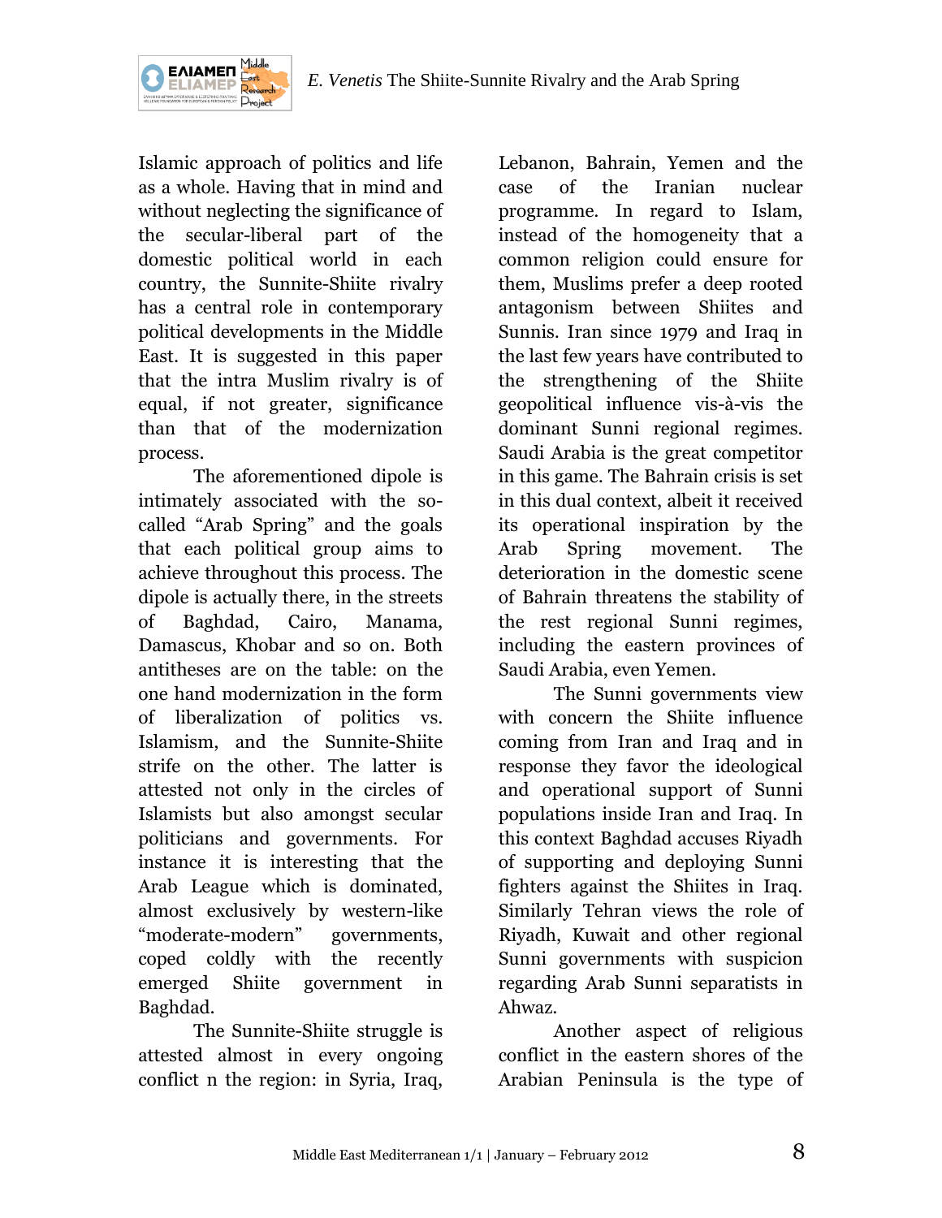Islamic approach of politics and life as a whole. Having that in mind and without neglecting the significance of the secular-liberal part of the domestic political world in each country, the Sunnite-Shiite rivalry has a central role in contemporary political developments in the Middle East. It is suggested in this paper that the intra Muslim rivalry is of equal, if not greater, significance than that of the modernization process.

The aforementioned dipole is intimately associated with the so-called "Arab Spring" and the goals that each political group aims to achieve throughout this process. The dipole is actually there, in the streets of Baghdad, Cairo, Manama, Damascus, Khobar and so on. Both antitheses are on the table: on the one hand modernization in the form of liberalization of politics vs. Islamism, and the Sunnite-Shiite strife on the other. The latter is attested not only in the circles of Islamists but also amongst secular politicians and governments. For instance it is interesting that the Arab League which is dominated, almost exclusively by western-like "moderate-modern" governments, coped coldly with the recently emerged Shiite government in Baghdad.

The Sunnite-Shiite struggle is attested almost in every ongoing conflict n the region: in Syria, Iraq, Lebanon, Bahrain, Yemen and the case of the Iranian nuclear programme. In regard to Islam, instead of the homogeneity that a common religion could ensure for them, Muslims prefer a deep rooted antagonism between Shiites and Sunnis. Iran since 1979 and Iraq in the last few years have contributed to the strengthening of the Shiite geopolitical influence vis-à-vis the dominant Sunni regional regimes. Saudi Arabia is the great competitor in this game. The Bahrain crisis is set in this dual context, albeit it received its operational inspiration by the Arab Spring movement. The deterioration in the domestic scene of Bahrain threatens the stability of the rest regional Sunni regimes, including the eastern provinces of Saudi Arabia, even Yemen.

The Sunni governments view with concern the Shiite influence coming from Iran and Iraq and in response they favor the ideological and operational support of Sunni populations inside Iran and Iraq. In this context Baghdad accuses Riyadh of supporting and deploying Sunni fighters against the Shiites in Iraq. Similarly Tehran views the role of Riyadh, Kuwait and other regional Sunni governments with suspicion regarding Arab Sunni separatists in Ahwaz.

Another aspect of religious conflict in the eastern shores of the Arabian Peninsula is the type of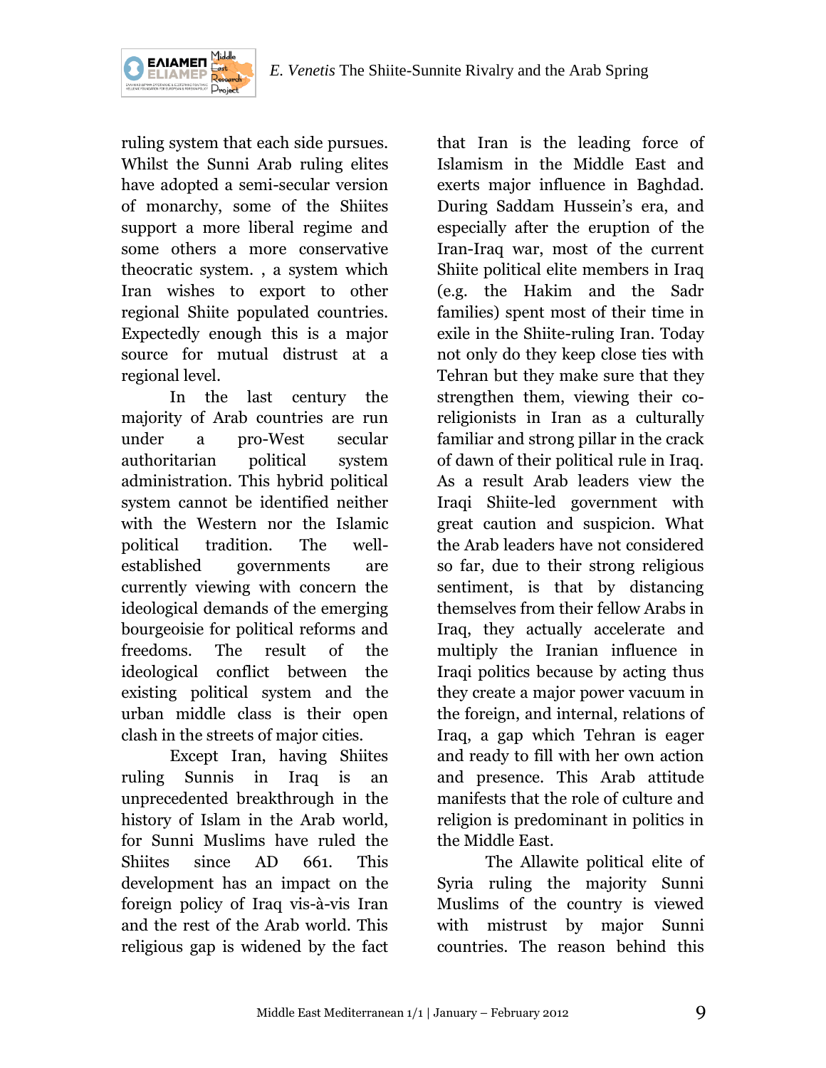ruling system that each side pursues. Whilst the Sunni Arab ruling elites have adopted a semi-secular version of monarchy, some of the Shiites support a more liberal regime and some others a more conservative theocratic system. , a system which Iran wishes to export to other regional Shiite populated countries. Expectedly enough this is a major source for mutual distrust at a regional level.

In the last century the majority of Arab countries are run under a pro-West secular authoritarian political system administration. This hybrid political system cannot be identified neither with the Western nor the Islamic political tradition. The well-established governments are currently viewing with concern the ideological demands of the emerging bourgeoisie for political reforms and freedoms. The result of the ideological conflict between the existing political system and the urban middle class is their open clash in the streets of major cities.

Except Iran, having Shiites ruling Sunnis in Iraq is an unprecedented breakthrough in the history of Islam in the Arab world, for Sunni Muslims have ruled the Shiites since AD 661. This development has an impact on the foreign policy of Iraq vis-à-vis Iran and the rest of the Arab world. This religious gap is widened by the fact that Iran is the leading force of Islamism in the Middle East and exerts major influence in Baghdad. During Saddam Hussein's era, and especially after the eruption of the Iran-Iraq war, most of the current Shiite political elite members in Iraq (e.g. the Hakim and the Sadr families) spent most of their time in exile in the Shiite-ruling Iran. Today not only do they keep close ties with Tehran but they make sure that they strengthen them, viewing their co-religionists in Iran as a culturally familiar and strong pillar in the crack of dawn of their political rule in Iraq. As a result Arab leaders view the Iraqi Shiite-led government with great caution and suspicion. What the Arab leaders have not considered so far, due to their strong religious sentiment, is that by distancing themselves from their fellow Arabs in Iraq, they actually accelerate and multiply the Iranian influence in Iraqi politics because by acting thus they create a major power vacuum in the foreign, and internal, relations of Iraq, a gap which Tehran is eager and ready to fill with her own action and presence. This Arab attitude manifests that the role of culture and religion is predominant in politics in the Middle East.

The Allawite political elite of Syria ruling the majority Sunni Muslims of the country is viewed with mistrust by major Sunni countries. The reason behind this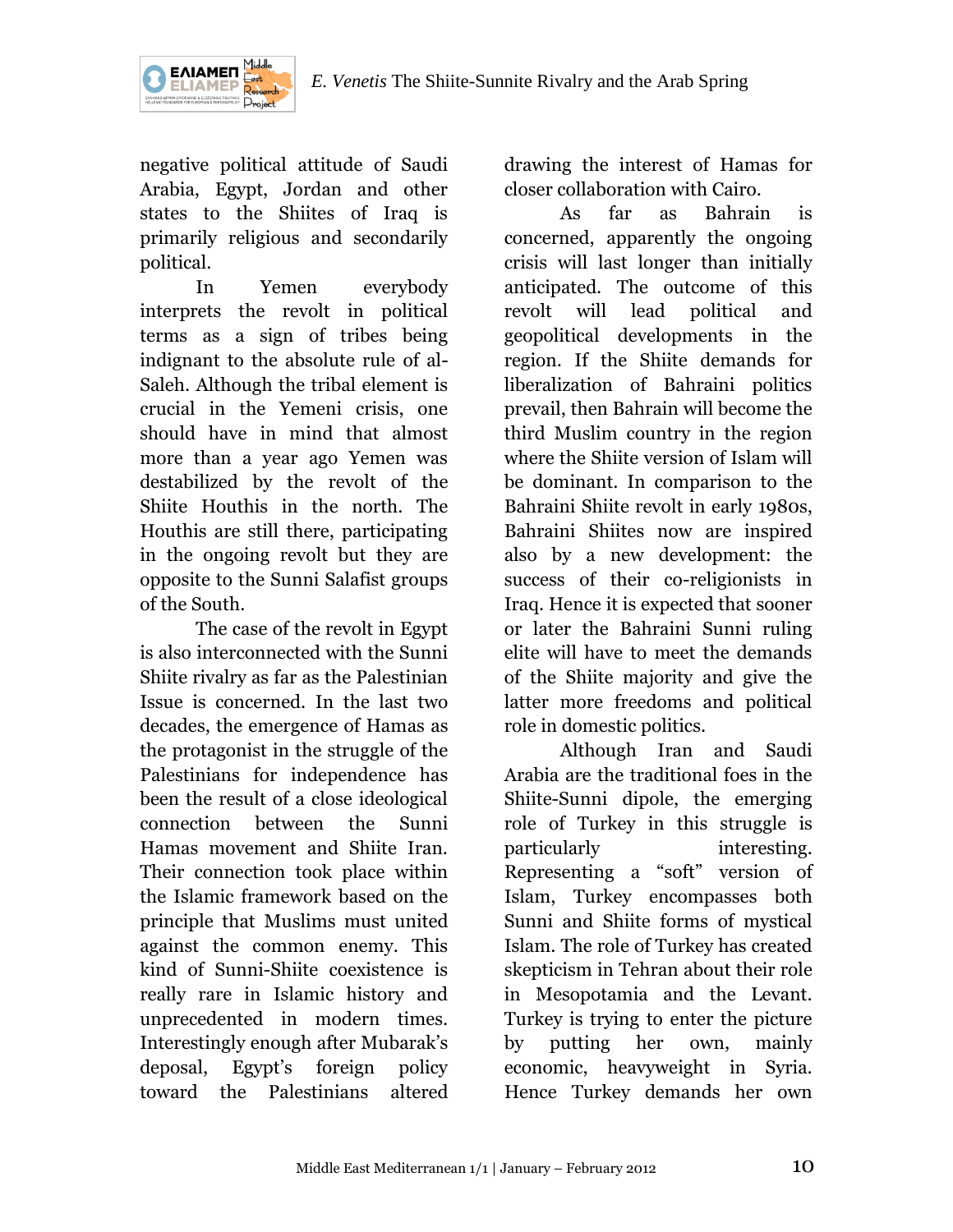negative political attitude of Saudi Arabia, Egypt, Jordan and other states to the Shiites of Iraq is primarily religious and secondarily political.

In Yemen everybody interprets the revolt in political terms as a sign of tribes being indignant to the absolute rule of al-Saleh. Although the tribal element is crucial in the Yemeni crisis, one should have in mind that almost more than a year ago Yemen was destabilized by the revolt of the Shiite Houthis in the north. The Houthis are still there, participating in the ongoing revolt but they are opposite to the Sunni Salafist groups of the South.

The case of the revolt in Egypt is also interconnected with the Sunni Shiite rivalry as far as the Palestinian Issue is concerned. In the last two decades, the emergence of Hamas as the protagonist in the struggle of the Palestinians for independence has been the result of a close ideological connection between the Sunni Hamas movement and Shiite Iran. Their connection took place within the Islamic framework based on the principle that Muslims must united against the common enemy. This kind of Sunni-Shiite coexistence is really rare in Islamic history and unprecedented in modern times. Interestingly enough after Mubarak's deposal, Egypt's foreign policy toward the Palestinians altered drawing the interest of Hamas for closer collaboration with Cairo.

As far as Bahrain is concerned, apparently the ongoing crisis will last longer than initially anticipated. The outcome of this revolt will lead political and geopolitical developments in the region. If the Shiite demands for liberalization of Bahraini politics prevail, then Bahrain will become the third Muslim country in the region where the Shiite version of Islam will be dominant. In comparison to the Bahraini Shiite revolt in early 1980s, Bahraini Shiites now are inspired also by a new development: the success of their co-religionists in Iraq. Hence it is expected that sooner or later the Bahraini Sunni ruling elite will have to meet the demands of the Shiite majority and give the latter more freedoms and political role in domestic politics.

Although Iran and Saudi Arabia are the traditional foes in the Shiite-Sunni dipole, the emerging role of Turkey in this struggle is particularly interesting. Representing a "soft" version of Islam, Turkey encompasses both Sunni and Shiite forms of mystical Islam. The role of Turkey has created skepticism in Tehran about their role in Mesopotamia and the Levant. Turkey is trying to enter the picture by putting her own, mainly economic, heavyweight in Syria. Hence Turkey demands her own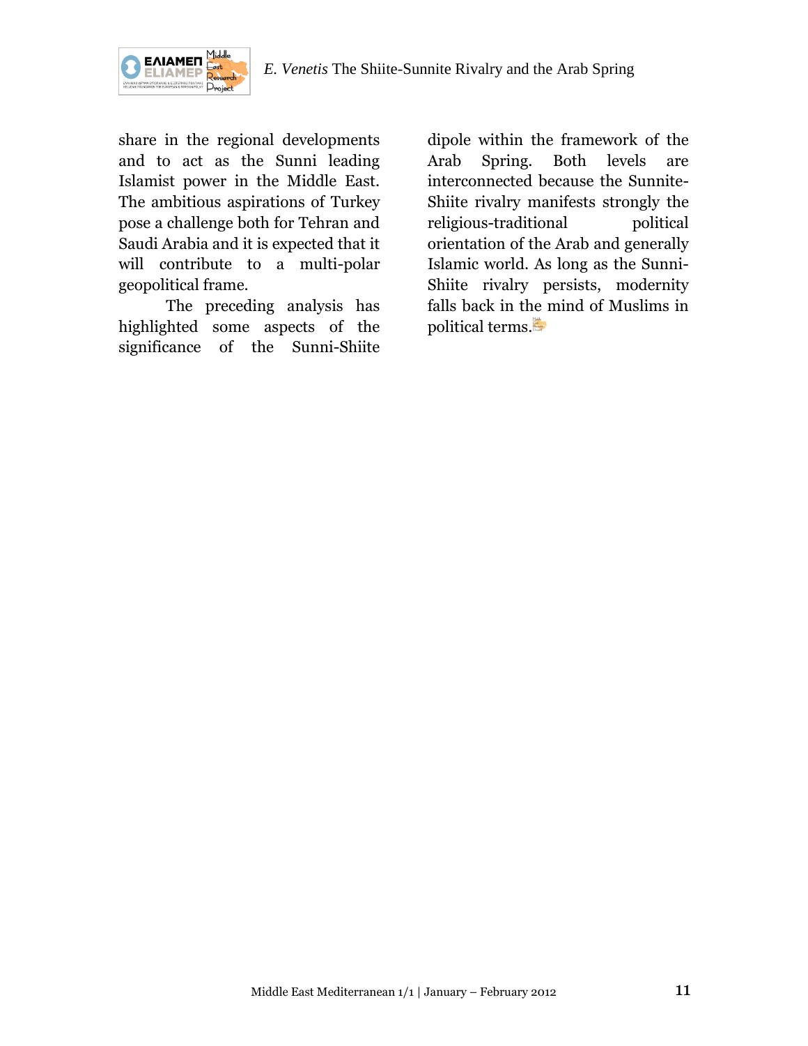share in the regional developments and to act as the Sunni leading Islamist power in the Middle East. The ambitious aspirations of Turkey pose a challenge both for Tehran and Saudi Arabia and it is expected that it will contribute to a multi-polar geopolitical frame.

The preceding analysis has highlighted some aspects of the significance of the Sunni-Shiite dipole within the framework of the Arab Spring. Both levels are interconnected because the Sunnite-Shiite rivalry manifests strongly the religious-traditional political orientation of the Arab and generally Islamic world. As long as the Sunni-Shiite rivalry persists, modernity falls back in the mind of Muslims in political terms.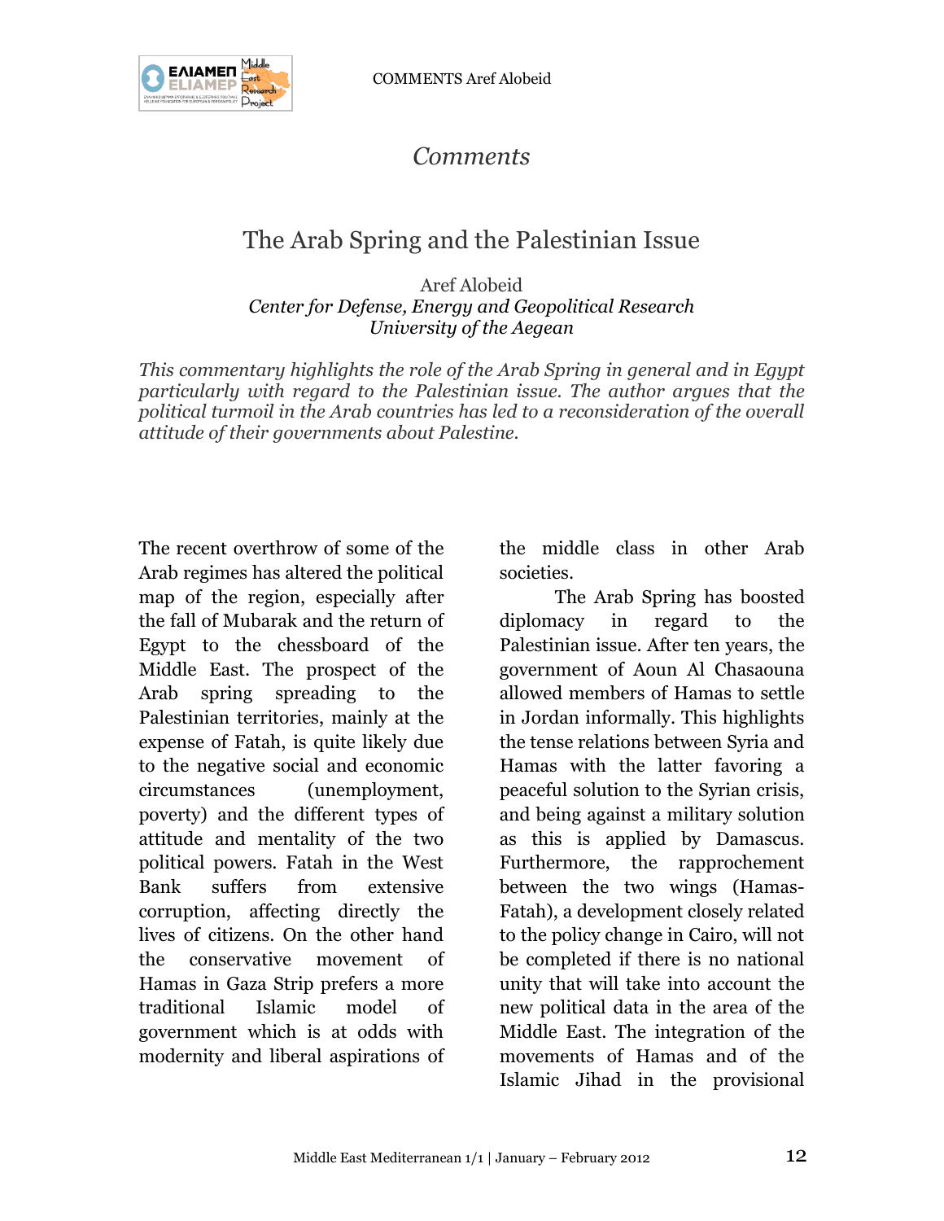# Comments

## The Arab Spring and the Palestinian Issue

Aref Alobeid
*Center for Defense, Energy and Geopolitical Research*
*University of the Aegean*

*This commentary highlights the role of the Arab Spring in general and in Egypt particularly with regard to the Palestinian issue. The author argues that the political turmoil in the Arab countries has led to a reconsideration of the overall attitude of their governments about Palestine.*

The recent overthrow of some of the Arab regimes has altered the political map of the region, especially after the fall of Mubarak and the return of Egypt to the chessboard of the Middle East. The prospect of the Arab spring spreading to the Palestinian territories, mainly at the expense of Fatah, is quite likely due to the negative social and economic circumstances (unemployment, poverty) and the different types of attitude and mentality of the two political powers. Fatah in the West Bank suffers from extensive corruption, affecting directly the lives of citizens. On the other hand the conservative movement of Hamas in Gaza Strip prefers a more traditional Islamic model of government which is at odds with modernity and liberal aspirations of the middle class in other Arab societies.

The Arab Spring has boosted diplomacy in regard to the Palestinian issue. After ten years, the government of Aoun Al Chasaouna allowed members of Hamas to settle in Jordan informally. This highlights the tense relations between Syria and Hamas with the latter favoring a peaceful solution to the Syrian crisis, and being against a military solution as this is applied by Damascus. Furthermore, the rapprochement between the two wings (Hamas-Fatah), a development closely related to the policy change in Cairo, will not be completed if there is no national unity that will take into account the new political data in the area of the Middle East. The integration of the movements of Hamas and of the Islamic Jihad in the provisional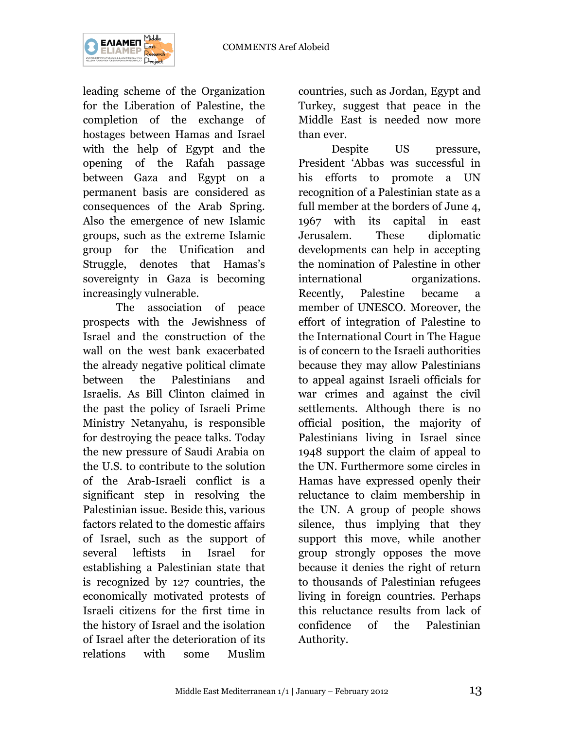leading scheme of the Organization for the Liberation of Palestine, the completion of the exchange of hostages between Hamas and Israel with the help of Egypt and the opening of the Rafah passage between Gaza and Egypt on a permanent basis are considered as consequences of the Arab Spring. Also the emergence of new Islamic groups, such as the extreme Islamic group for the Unification and Struggle, denotes that Hamas's sovereignty in Gaza is becoming increasingly vulnerable.

The association of peace prospects with the Jewishness of Israel and the construction of the wall on the west bank exacerbated the already negative political climate between the Palestinians and Israelis. As Bill Clinton claimed in the past the policy of Israeli Prime Ministry Netanyahu, is responsible for destroying the peace talks. Today the new pressure of Saudi Arabia on the U.S. to contribute to the solution of the Arab-Israeli conflict is a significant step in resolving the Palestinian issue. Beside this, various factors related to the domestic affairs of Israel, such as the support of several leftists in Israel for establishing a Palestinian state that is recognized by 127 countries, the economically motivated protests of Israeli citizens for the first time in the history of Israel and the isolation of Israel after the deterioration of its relations with some Muslim countries, such as Jordan, Egypt and Turkey, suggest that peace in the Middle East is needed now more than ever.

Despite US pressure, President 'Abbas was successful in his efforts to promote a UN recognition of a Palestinian state as a full member at the borders of June 4, 1967 with its capital in east Jerusalem. These diplomatic developments can help in accepting the nomination of Palestine in other international organizations. Recently, Palestine became a member of UNESCO. Moreover, the effort of integration of Palestine to the International Court in The Hague is of concern to the Israeli authorities because they may allow Palestinians to appeal against Israeli officials for war crimes and against the civil settlements. Although there is no official position, the majority of Palestinians living in Israel since 1948 support the claim of appeal to the UN. Furthermore some circles in Hamas have expressed openly their reluctance to claim membership in the UN. A group of people shows silence, thus implying that they support this move, while another group strongly opposes the move because it denies the right of return to thousands of Palestinian refugees living in foreign countries. Perhaps this reluctance results from lack of confidence of the Palestinian Authority.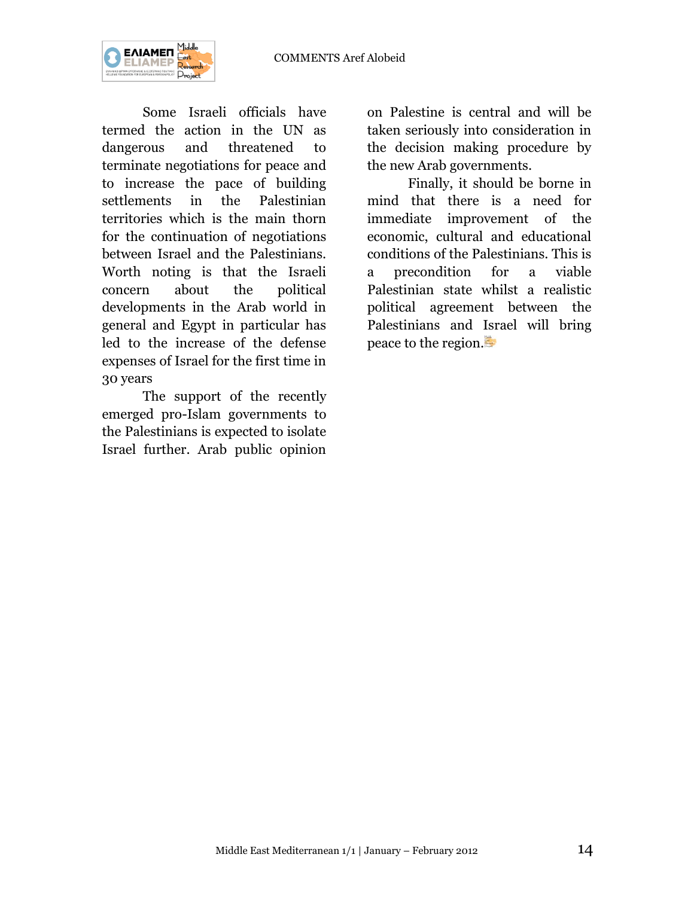Some Israeli officials have termed the action in the UN as dangerous and threatened to terminate negotiations for peace and to increase the pace of building settlements in the Palestinian territories which is the main thorn for the continuation of negotiations between Israel and the Palestinians. Worth noting is that the Israeli concern about the political developments in the Arab world in general and Egypt in particular has led to the increase of the defense expenses of Israel for the first time in 30 years

The support of the recently emerged pro-Islam governments to the Palestinians is expected to isolate Israel further. Arab public opinion on Palestine is central and will be taken seriously into consideration in the decision making procedure by the new Arab governments.

Finally, it should be borne in mind that there is a need for immediate improvement of the economic, cultural and educational conditions of the Palestinians. This is a precondition for a viable Palestinian state whilst a realistic political agreement between the Palestinians and Israel will bring peace to the region.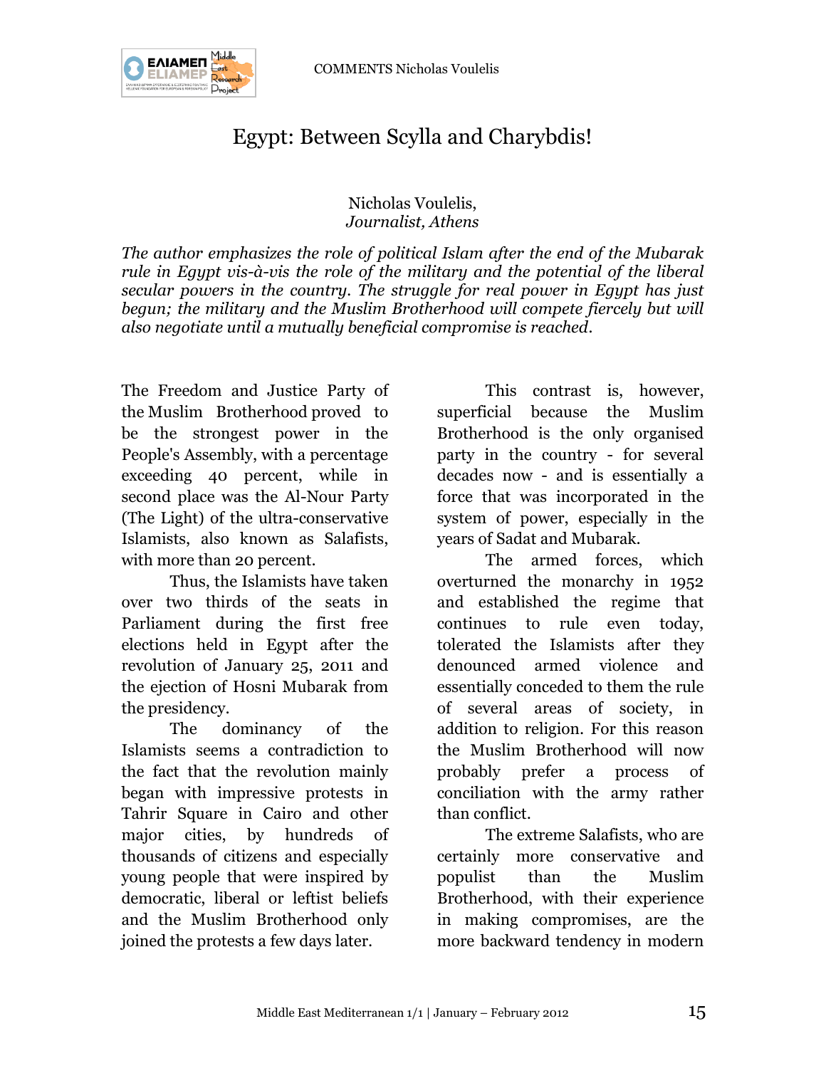# Egypt: Between Scylla and Charybdis!

Nicholas Voulelis,
*Journalist, Athens*

*The author emphasizes the role of political Islam after the end of the Mubarak rule in Egypt vis-à-vis the role of the military and the potential of the liberal secular powers in the country. The struggle for real power in Egypt has just begun; the military and the Muslim Brotherhood will compete fiercely but will also negotiate until a mutually beneficial compromise is reached.*

The Freedom and Justice Party of the Muslim Brotherhood proved to be the strongest power in the People's Assembly, with a percentage exceeding 40 percent, while in second place was the Al-Nour Party (The Light) of the ultra-conservative Islamists, also known as Salafists, with more than 20 percent.

Thus, the Islamists have taken over two thirds of the seats in Parliament during the first free elections held in Egypt after the revolution of January 25, 2011 and the ejection of Hosni Mubarak from the presidency.

The dominancy of the Islamists seems a contradiction to the fact that the revolution mainly began with impressive protests in Tahrir Square in Cairo and other major cities, by hundreds of thousands of citizens and especially young people that were inspired by democratic, liberal or leftist beliefs and the Muslim Brotherhood only joined the protests a few days later.

This contrast is, however, superficial because the Muslim Brotherhood is the only organised party in the country - for several decades now - and is essentially a force that was incorporated in the system of power, especially in the years of Sadat and Mubarak.

The armed forces, which overturned the monarchy in 1952 and established the regime that continues to rule even today, tolerated the Islamists after they denounced armed violence and essentially conceded to them the rule of several areas of society, in addition to religion. For this reason the Muslim Brotherhood will now probably prefer a process of conciliation with the army rather than conflict.

The extreme Salafists, who are certainly more conservative and populist than the Muslim Brotherhood, with their experience in making compromises, are the more backward tendency in modern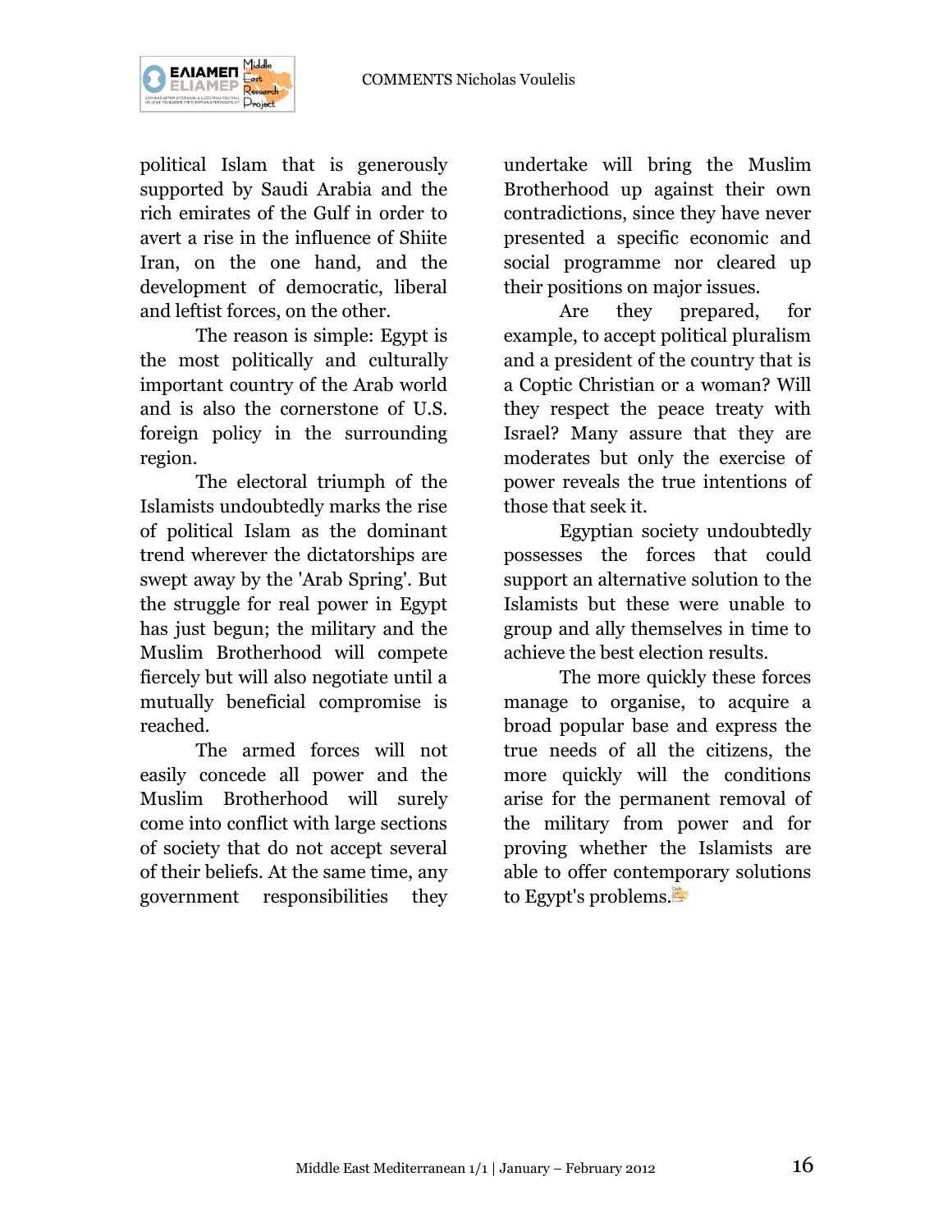political Islam that is generously supported by Saudi Arabia and the rich emirates of the Gulf in order to avert a rise in the influence of Shiite Iran, on the one hand, and the development of democratic, liberal and leftist forces, on the other.

The reason is simple: Egypt is the most politically and culturally important country of the Arab world and is also the cornerstone of U.S. foreign policy in the surrounding region.

The electoral triumph of the Islamists undoubtedly marks the rise of political Islam as the dominant trend wherever the dictatorships are swept away by the 'Arab Spring'. But the struggle for real power in Egypt has just begun; the military and the Muslim Brotherhood will compete fiercely but will also negotiate until a mutually beneficial compromise is reached.

The armed forces will not easily concede all power and the Muslim Brotherhood will surely come into conflict with large sections of society that do not accept several of their beliefs. At the same time, any government responsibilities they undertake will bring the Muslim Brotherhood up against their own contradictions, since they have never presented a specific economic and social programme nor cleared up their positions on major issues.

Are they prepared, for example, to accept political pluralism and a president of the country that is a Coptic Christian or a woman? Will they respect the peace treaty with Israel? Many assure that they are moderates but only the exercise of power reveals the true intentions of those that seek it.

Egyptian society undoubtedly possesses the forces that could support an alternative solution to the Islamists but these were unable to group and ally themselves in time to achieve the best election results.

The more quickly these forces manage to organise, to acquire a broad popular base and express the true needs of all the citizens, the more quickly will the conditions arise for the permanent removal of the military from power and for proving whether the Islamists are able to offer contemporary solutions to Egypt's problems.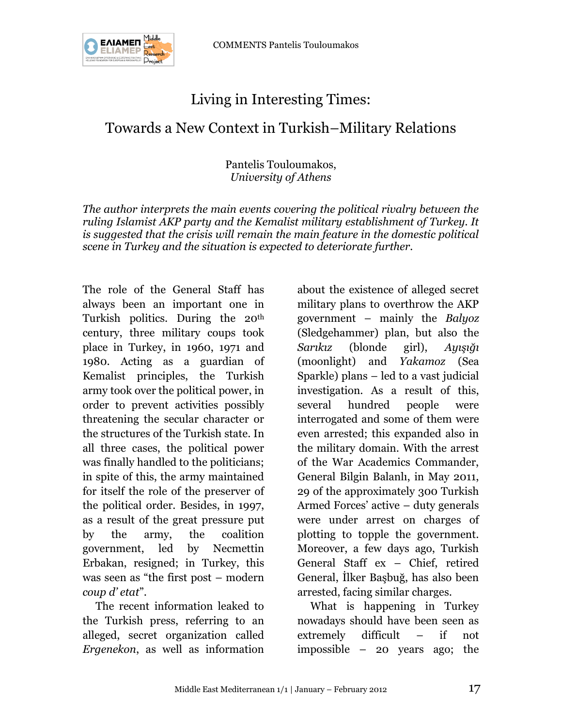# Living in Interesting Times:

## Towards a New Context in Turkish–Military Relations

Pantelis Touloumakos,
*University of Athens*

*The author interprets the main events covering the political rivalry between the ruling Islamist AKP party and the Kemalist military establishment of Turkey. It is suggested that the crisis will remain the main feature in the domestic political scene in Turkey and the situation is expected to deteriorate further.*

The role of the General Staff has always been an important one in Turkish politics. During the 20th century, three military coups took place in Turkey, in 1960, 1971 and 1980. Acting as a guardian of Kemalist principles, the Turkish army took over the political power, in order to prevent activities possibly threatening the secular character or the structures of the Turkish state. In all three cases, the political power was finally handled to the politicians; in spite of this, the army maintained for itself the role of the preserver of the political order. Besides, in 1997, as a result of the great pressure put by the army, the coalition government, led by Necmettin Erbakan, resigned; in Turkey, this was seen as "the first post – modern *coup d' etat*".

The recent information leaked to the Turkish press, referring to an alleged, secret organization called *Ergenekon*, as well as information about the existence of alleged secret military plans to overthrow the AKP government – mainly the *Balyoz* (Sledgehammer) plan, but also the *Sarıkız* (blonde girl), *Ayışığı* (moonlight) and *Yakamoz* (Sea Sparkle) plans – led to a vast judicial investigation. As a result of this, several hundred people were interrogated and some of them were even arrested; this expanded also in the military domain. With the arrest of the War Academics Commander, General Bilgin Balanlı, in May 2011, 29 of the approximately 300 Turkish Armed Forces' active – duty generals were under arrest on charges of plotting to topple the government. Moreover, a few days ago, Turkish General Staff ex – Chief, retired General, İlker Başbuğ, has also been arrested, facing similar charges.

What is happening in Turkey nowadays should have been seen as extremely difficult – if not impossible – 20 years ago; the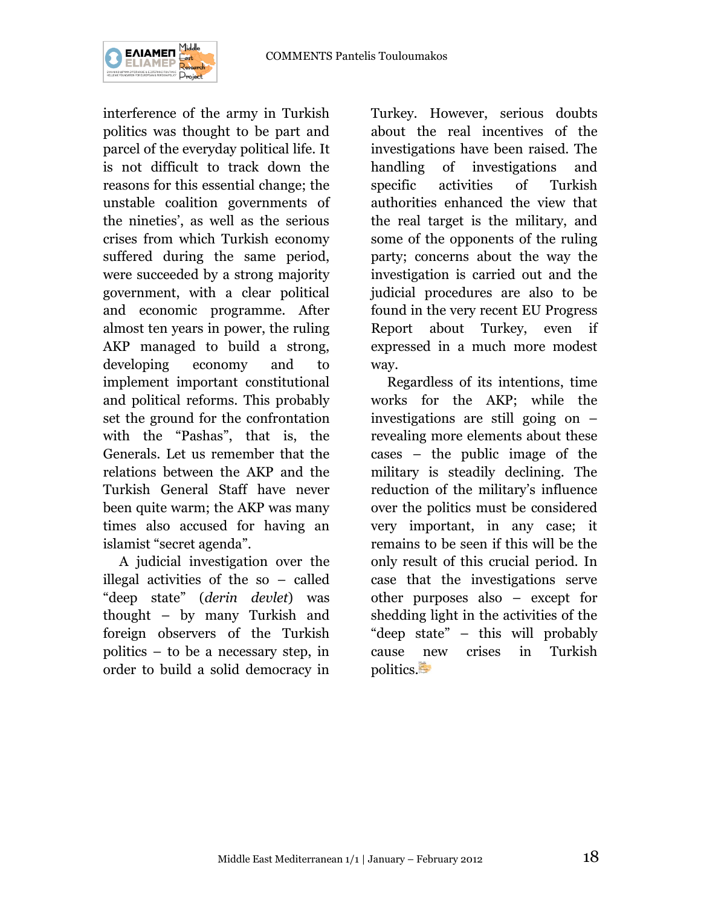interference of the army in Turkish politics was thought to be part and parcel of the everyday political life. It is not difficult to track down the reasons for this essential change; the unstable coalition governments of the nineties', as well as the serious crises from which Turkish economy suffered during the same period, were succeeded by a strong majority government, with a clear political and economic programme. After almost ten years in power, the ruling AKP managed to build a strong, developing economy and to implement important constitutional and political reforms. This probably set the ground for the confrontation with the "Pashas", that is, the Generals. Let us remember that the relations between the AKP and the Turkish General Staff have never been quite warm; the AKP was many times also accused for having an islamist "secret agenda".

A judicial investigation over the illegal activities of the so – called "deep state" (*derin devlet*) was thought – by many Turkish and foreign observers of the Turkish politics – to be a necessary step, in order to build a solid democracy in Turkey. However, serious doubts about the real incentives of the investigations have been raised. The handling of investigations and specific activities of Turkish authorities enhanced the view that the real target is the military, and some of the opponents of the ruling party; concerns about the way the investigation is carried out and the judicial procedures are also to be found in the very recent EU Progress Report about Turkey, even if expressed in a much more modest way.

Regardless of its intentions, time works for the AKP; while the investigations are still going on – revealing more elements about these cases – the public image of the military is steadily declining. The reduction of the military's influence over the politics must be considered very important, in any case; it remains to be seen if this will be the only result of this crucial period. In case that the investigations serve other purposes also – except for shedding light in the activities of the "deep state" – this will probably cause new crises in Turkish politics.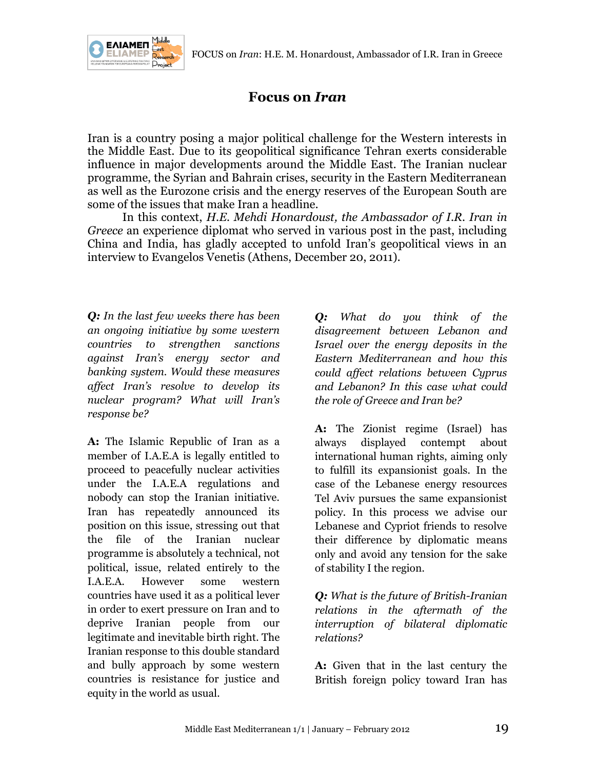# Focus on *Iran*

Iran is a country posing a major political challenge for the Western interests in the Middle East. Due to its geopolitical significance Tehran exerts considerable influence in major developments around the Middle East. The Iranian nuclear programme, the Syrian and Bahrain crises, security in the Eastern Mediterranean as well as the Eurozone crisis and the energy reserves of the European South are some of the issues that make Iran a headline.

In this context, *H.E. Mehdi Honardoust, the Ambassador of I.R. Iran in Greece* an experience diplomat who served in various post in the past, including China and India, has gladly accepted to unfold Iran's geopolitical views in an interview to Evangelos Venetis (Athens, December 20, 2011).

***Q:*** *In the last few weeks there has been an ongoing initiative by some western countries to strengthen sanctions against Iran's energy sector and banking system. Would these measures affect Iran's resolve to develop its nuclear program? What will Iran's response be?*

**A:** The Islamic Republic of Iran as a member of I.A.E.A is legally entitled to proceed to peacefully nuclear activities under the I.A.E.A regulations and nobody can stop the Iranian initiative. Iran has repeatedly announced its position on this issue, stressing out that the file of the Iranian nuclear programme is absolutely a technical, not political, issue, related entirely to the I.A.E.A. However some western countries have used it as a political lever in order to exert pressure on Iran and to deprive Iranian people from our legitimate and inevitable birth right. The Iranian response to this double standard and bully approach by some western countries is resistance for justice and equity in the world as usual.

***Q:*** *What do you think of the disagreement between Lebanon and Israel over the energy deposits in the Eastern Mediterranean and how this could affect relations between Cyprus and Lebanon? In this case what could the role of Greece and Iran be?*

**A:** The Zionist regime (Israel) has always displayed contempt about international human rights, aiming only to fulfill its expansionist goals. In the case of the Lebanese energy resources Tel Aviv pursues the same expansionist policy. In this process we advise our Lebanese and Cypriot friends to resolve their difference by diplomatic means only and avoid any tension for the sake of stability I the region.

***Q:*** *What is the future of British-Iranian relations in the aftermath of the interruption of bilateral diplomatic relations?*

**A:** Given that in the last century the British foreign policy toward Iran has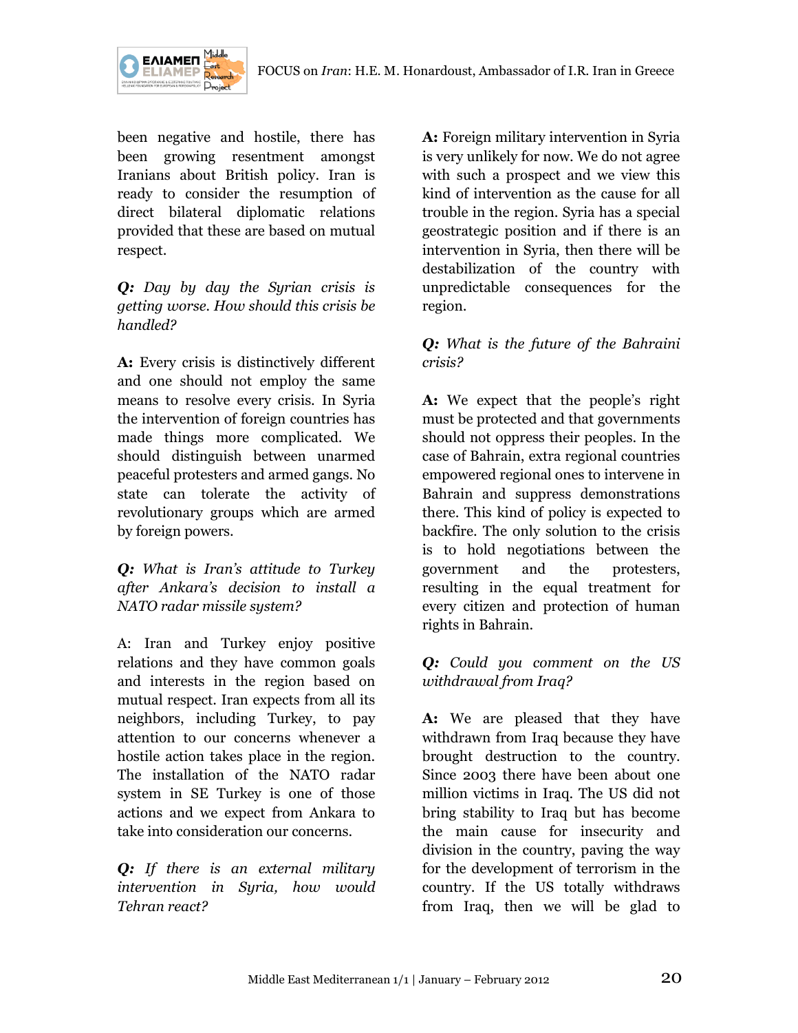been negative and hostile, there has been growing resentment amongst Iranians about British policy. Iran is ready to consider the resumption of direct bilateral diplomatic relations provided that these are based on mutual respect.

***Q:*** *Day by day the Syrian crisis is getting worse. How should this crisis be handled?*

**A:** Every crisis is distinctively different and one should not employ the same means to resolve every crisis. In Syria the intervention of foreign countries has made things more complicated. We should distinguish between unarmed peaceful protesters and armed gangs. No state can tolerate the activity of revolutionary groups which are armed by foreign powers.

***Q:*** *What is Iran's attitude to Turkey after Ankara's decision to install a NATO radar missile system?*

A: Iran and Turkey enjoy positive relations and they have common goals and interests in the region based on mutual respect. Iran expects from all its neighbors, including Turkey, to pay attention to our concerns whenever a hostile action takes place in the region. The installation of the NATO radar system in SE Turkey is one of those actions and we expect from Ankara to take into consideration our concerns.

***Q:*** *If there is an external military intervention in Syria, how would Tehran react?*

**A:** Foreign military intervention in Syria is very unlikely for now. We do not agree with such a prospect and we view this kind of intervention as the cause for all trouble in the region. Syria has a special geostrategic position and if there is an intervention in Syria, then there will be destabilization of the country with unpredictable consequences for the region.

***Q:*** *What is the future of the Bahraini crisis?*

**A:** We expect that the people's right must be protected and that governments should not oppress their peoples. In the case of Bahrain, extra regional countries empowered regional ones to intervene in Bahrain and suppress demonstrations there. This kind of policy is expected to backfire. The only solution to the crisis is to hold negotiations between the government and the protesters, resulting in the equal treatment for every citizen and protection of human rights in Bahrain.

***Q:*** *Could you comment on the US withdrawal from Iraq?*

**A:** We are pleased that they have withdrawn from Iraq because they have brought destruction to the country. Since 2003 there have been about one million victims in Iraq. The US did not bring stability to Iraq but has become the main cause for insecurity and division in the country, paving the way for the development of terrorism in the country. If the US totally withdraws from Iraq, then we will be glad to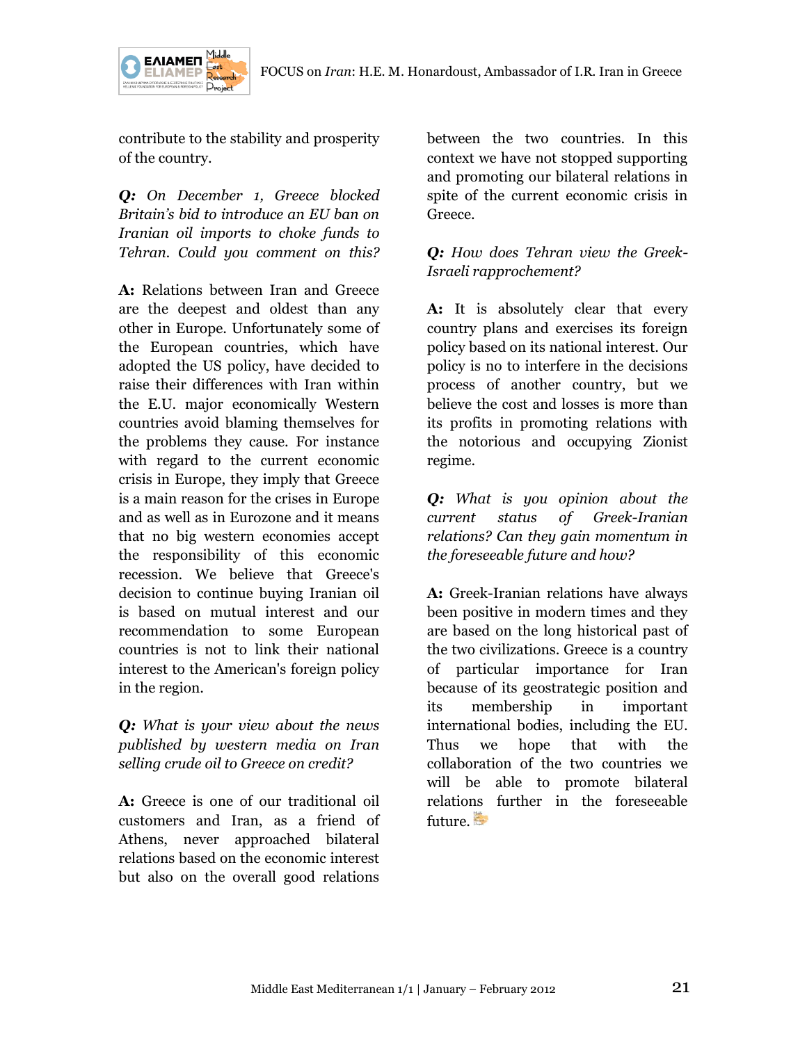contribute to the stability and prosperity of the country.

***Q:*** *On December 1, Greece blocked Britain's bid to introduce an EU ban on Iranian oil imports to choke funds to Tehran. Could you comment on this?*

**A:** Relations between Iran and Greece are the deepest and oldest than any other in Europe. Unfortunately some of the European countries, which have adopted the US policy, have decided to raise their differences with Iran within the E.U. major economically Western countries avoid blaming themselves for the problems they cause. For instance with regard to the current economic crisis in Europe, they imply that Greece is a main reason for the crises in Europe and as well as in Eurozone and it means that no big western economies accept the responsibility of this economic recession. We believe that Greece's decision to continue buying Iranian oil is based on mutual interest and our recommendation to some European countries is not to link their national interest to the American's foreign policy in the region.

***Q:*** *What is your view about the news published by western media on Iran selling crude oil to Greece on credit?*

**A:** Greece is one of our traditional oil customers and Iran, as a friend of Athens, never approached bilateral relations based on the economic interest but also on the overall good relations between the two countries. In this context we have not stopped supporting and promoting our bilateral relations in spite of the current economic crisis in Greece.

***Q:*** *How does Tehran view the Greek-Israeli rapprochement?*

**A:** It is absolutely clear that every country plans and exercises its foreign policy based on its national interest. Our policy is no to interfere in the decisions process of another country, but we believe the cost and losses is more than its profits in promoting relations with the notorious and occupying Zionist regime.

***Q:*** *What is you opinion about the current status of Greek-Iranian relations? Can they gain momentum in the foreseeable future and how?*

**A:** Greek-Iranian relations have always been positive in modern times and they are based on the long historical past of the two civilizations. Greece is a country of particular importance for Iran because of its geostrategic position and its membership in important international bodies, including the EU. Thus we hope that with the collaboration of the two countries we will be able to promote bilateral relations further in the foreseeable future.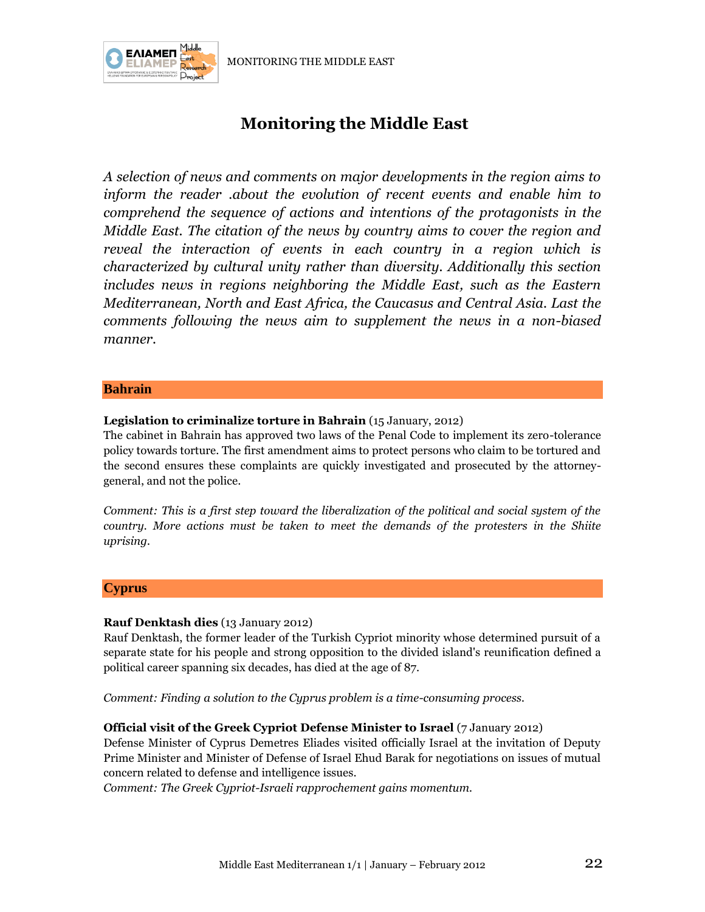# Monitoring the Middle East

*A selection of news and comments on major developments in the region aims to inform the reader .about the evolution of recent events and enable him to comprehend the sequence of actions and intentions of the protagonists in the Middle East. The citation of the news by country aims to cover the region and reveal the interaction of events in each country in a region which is characterized by cultural unity rather than diversity. Additionally this section includes news in regions neighboring the Middle East, such as the Eastern Mediterranean, North and East Africa, the Caucasus and Central Asia. Last the comments following the news aim to supplement the news in a non-biased manner.*

## Bahrain

**Legislation to criminalize torture in Bahrain** (15 January, 2012)

The cabinet in Bahrain has approved two laws of the Penal Code to implement its zero-tolerance policy towards torture. The first amendment aims to protect persons who claim to be tortured and the second ensures these complaints are quickly investigated and prosecuted by the attorney-general, and not the police.

*Comment: This is a first step toward the liberalization of the political and social system of the country. More actions must be taken to meet the demands of the protesters in the Shiite uprising.*

## Cyprus

**Rauf Denktash dies** (13 January 2012)

Rauf Denktash, the former leader of the Turkish Cypriot minority whose determined pursuit of a separate state for his people and strong opposition to the divided island's reunification defined a political career spanning six decades, has died at the age of 87.

*Comment: Finding a solution to the Cyprus problem is a time-consuming process.*

**Official visit of the Greek Cypriot Defense Minister to Israel** (7 January 2012)

Defense Minister of Cyprus Demetres Eliades visited officially Israel at the invitation of Deputy Prime Minister and Minister of Defense of Israel Ehud Barak for negotiations on issues of mutual concern related to defense and intelligence issues.

*Comment: The Greek Cypriot-Israeli rapprochement gains momentum.*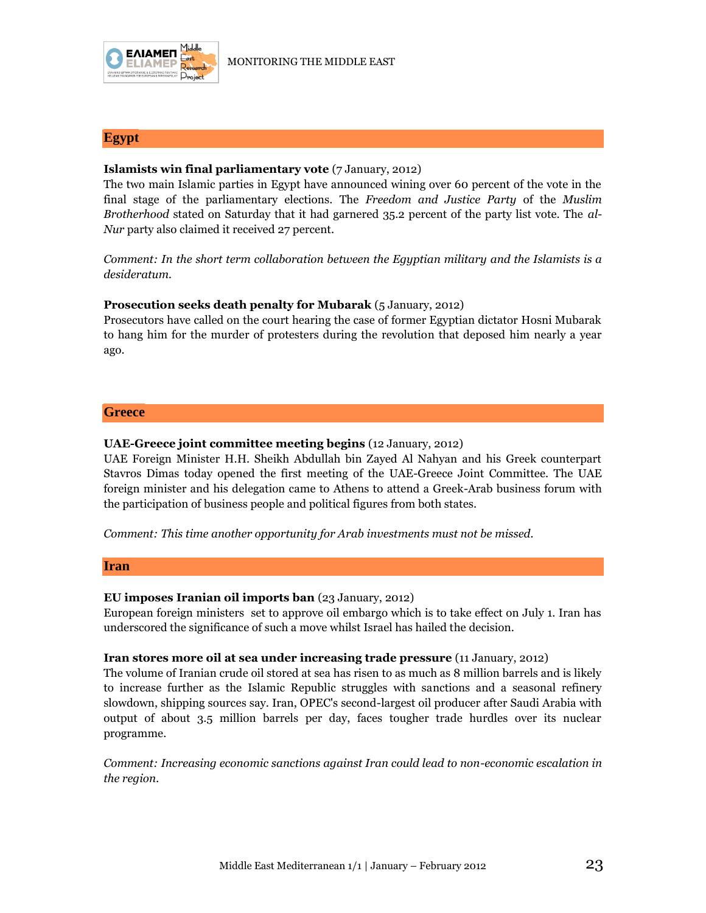## Egypt

**Islamists win final parliamentary vote** (7 January, 2012)

The two main Islamic parties in Egypt have announced wining over 60 percent of the vote in the final stage of the parliamentary elections. The *Freedom and Justice Party* of the *Muslim Brotherhood* stated on Saturday that it had garnered 35.2 percent of the party list vote. The *al-Nur* party also claimed it received 27 percent.

*Comment: In the short term collaboration between the Egyptian military and the Islamists is a desideratum.*

**Prosecution seeks death penalty for Mubarak** (5 January, 2012)

Prosecutors have called on the court hearing the case of former Egyptian dictator Hosni Mubarak to hang him for the murder of protesters during the revolution that deposed him nearly a year ago.

## Greece

**UAE-Greece joint committee meeting begins** (12 January, 2012)

UAE Foreign Minister H.H. Sheikh Abdullah bin Zayed Al Nahyan and his Greek counterpart Stavros Dimas today opened the first meeting of the UAE-Greece Joint Committee. The UAE foreign minister and his delegation came to Athens to attend a Greek-Arab business forum with the participation of business people and political figures from both states.

*Comment: This time another opportunity for Arab investments must not be missed.*

## Iran

**EU imposes Iranian oil imports ban** (23 January, 2012)

European foreign ministers set to approve oil embargo which is to take effect on July 1. Iran has underscored the significance of such a move whilst Israel has hailed the decision.

**Iran stores more oil at sea under increasing trade pressure** (11 January, 2012)

The volume of Iranian crude oil stored at sea has risen to as much as 8 million barrels and is likely to increase further as the Islamic Republic struggles with sanctions and a seasonal refinery slowdown, shipping sources say. Iran, OPEC's second-largest oil producer after Saudi Arabia with output of about 3.5 million barrels per day, faces tougher trade hurdles over its nuclear programme.

*Comment: Increasing economic sanctions against Iran could lead to non-economic escalation in the region.*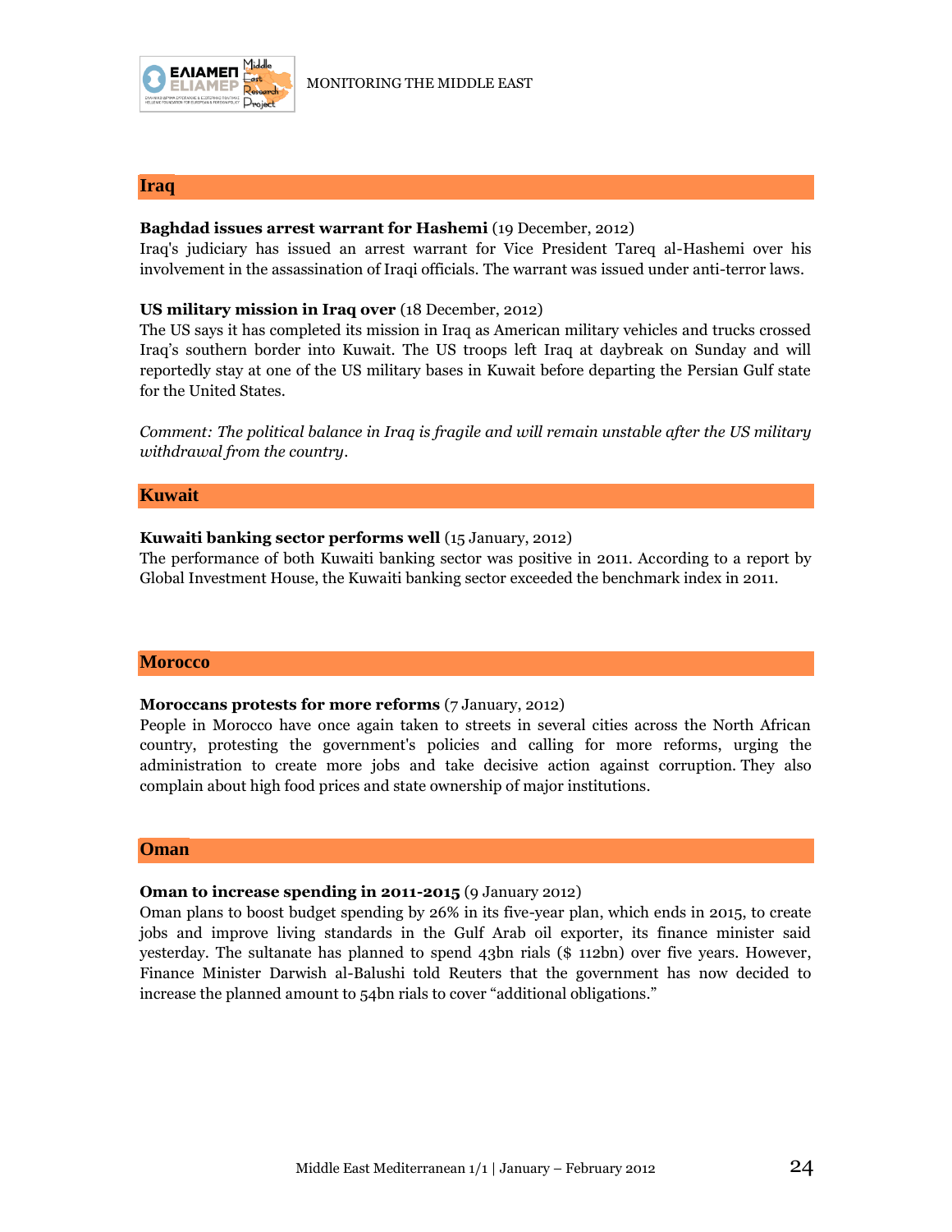## Iraq

**Baghdad issues arrest warrant for Hashemi** (19 December, 2012)
Iraq's judiciary has issued an arrest warrant for Vice President Tareq al-Hashemi over his involvement in the assassination of Iraqi officials. The warrant was issued under anti-terror laws.

**US military mission in Iraq over** (18 December, 2012)
The US says it has completed its mission in Iraq as American military vehicles and trucks crossed Iraq's southern border into Kuwait. The US troops left Iraq at daybreak on Sunday and will reportedly stay at one of the US military bases in Kuwait before departing the Persian Gulf state for the United States.

*Comment: The political balance in Iraq is fragile and will remain unstable after the US military withdrawal from the country.*

## Kuwait

**Kuwaiti banking sector performs well** (15 January, 2012)
The performance of both Kuwaiti banking sector was positive in 2011. According to a report by Global Investment House, the Kuwaiti banking sector exceeded the benchmark index in 2011.

## Morocco

**Moroccans protests for more reforms** (7 January, 2012)
People in Morocco have once again taken to streets in several cities across the North African country, protesting the government's policies and calling for more reforms, urging the administration to create more jobs and take decisive action against corruption. They also complain about high food prices and state ownership of major institutions.

## Oman

**Oman to increase spending in 2011-2015** (9 January 2012)
Oman plans to boost budget spending by 26% in its five-year plan, which ends in 2015, to create jobs and improve living standards in the Gulf Arab oil exporter, its finance minister said yesterday. The sultanate has planned to spend 43bn rials ($ 112bn) over five years. However, Finance Minister Darwish al-Balushi told Reuters that the government has now decided to increase the planned amount to 54bn rials to cover "additional obligations."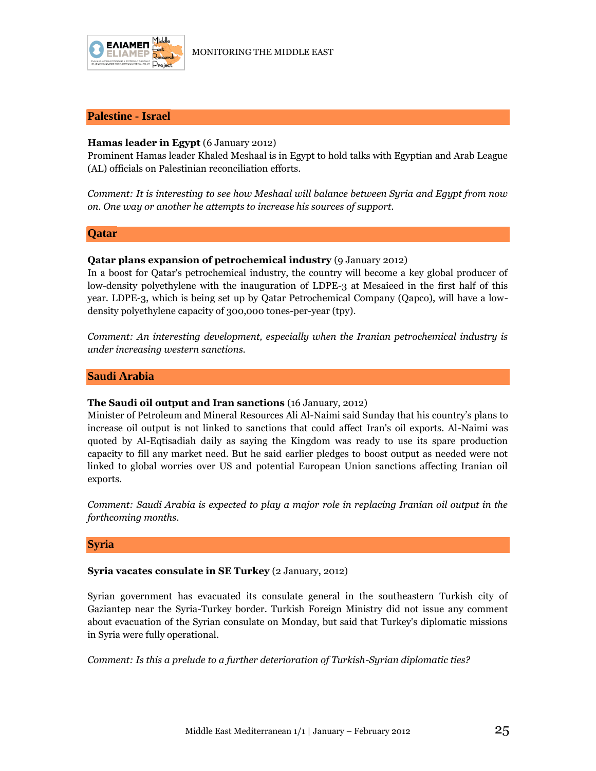## Palestine - Israel

**Hamas leader in Egypt** (6 January 2012)
Prominent Hamas leader Khaled Meshaal is in Egypt to hold talks with Egyptian and Arab League (AL) officials on Palestinian reconciliation efforts.

*Comment: It is interesting to see how Meshaal will balance between Syria and Egypt from now on. One way or another he attempts to increase his sources of support.*

## Qatar

**Qatar plans expansion of petrochemical industry** (9 January 2012)
In a boost for Qatar's petrochemical industry, the country will become a key global producer of low-density polyethylene with the inauguration of LDPE-3 at Mesaieed in the first half of this year. LDPE-3, which is being set up by Qatar Petrochemical Company (Qapco), will have a low-density polyethylene capacity of 300,000 tones-per-year (tpy).

*Comment: An interesting development, especially when the Iranian petrochemical industry is under increasing western sanctions.*

## Saudi Arabia

**The Saudi oil output and Iran sanctions** (16 January, 2012)
Minister of Petroleum and Mineral Resources Ali Al-Naimi said Sunday that his country's plans to increase oil output is not linked to sanctions that could affect Iran's oil exports. Al-Naimi was quoted by Al-Eqtisadiah daily as saying the Kingdom was ready to use its spare production capacity to fill any market need. But he said earlier pledges to boost output as needed were not linked to global worries over US and potential European Union sanctions affecting Iranian oil exports.

*Comment: Saudi Arabia is expected to play a major role in replacing Iranian oil output in the forthcoming months.*

## Syria

**Syria vacates consulate in SE Turkey** (2 January, 2012)

Syrian government has evacuated its consulate general in the southeastern Turkish city of Gaziantep near the Syria-Turkey border. Turkish Foreign Ministry did not issue any comment about evacuation of the Syrian consulate on Monday, but said that Turkey's diplomatic missions in Syria were fully operational.

*Comment: Is this a prelude to a further deterioration of Turkish-Syrian diplomatic ties?*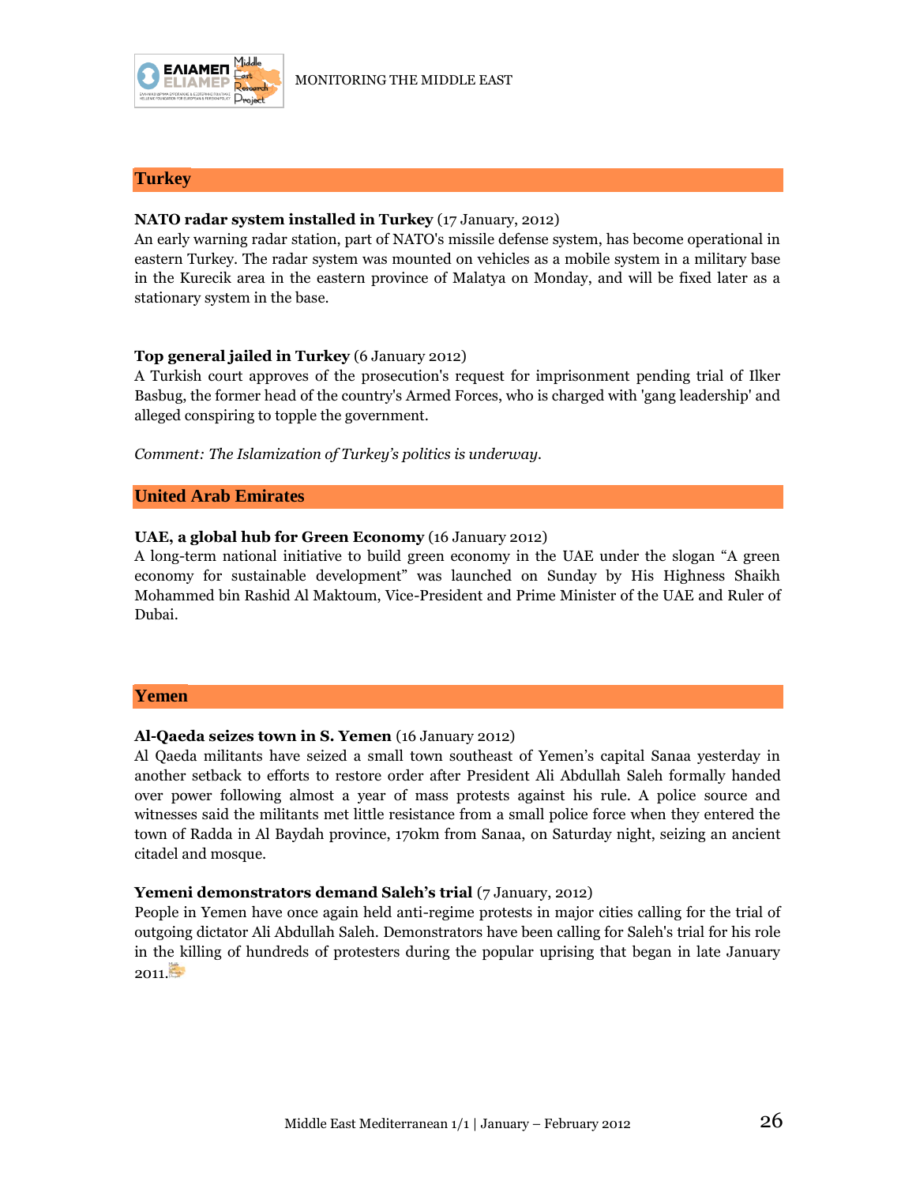## Turkey

**NATO radar system installed in Turkey** (17 January, 2012)
An early warning radar station, part of NATO's missile defense system, has become operational in eastern Turkey. The radar system was mounted on vehicles as a mobile system in a military base in the Kurecik area in the eastern province of Malatya on Monday, and will be fixed later as a stationary system in the base.

**Top general jailed in Turkey** (6 January 2012)
A Turkish court approves of the prosecution's request for imprisonment pending trial of Ilker Basbug, the former head of the country's Armed Forces, who is charged with 'gang leadership' and alleged conspiring to topple the government.

*Comment: The Islamization of Turkey's politics is underway.*

## United Arab Emirates

**UAE, a global hub for Green Economy** (16 January 2012)
A long-term national initiative to build green economy in the UAE under the slogan "A green economy for sustainable development" was launched on Sunday by His Highness Shaikh Mohammed bin Rashid Al Maktoum, Vice-President and Prime Minister of the UAE and Ruler of Dubai.

## Yemen

**Al-Qaeda seizes town in S. Yemen** (16 January 2012)
Al Qaeda militants have seized a small town southeast of Yemen's capital Sanaa yesterday in another setback to efforts to restore order after President Ali Abdullah Saleh formally handed over power following almost a year of mass protests against his rule. A police source and witnesses said the militants met little resistance from a small police force when they entered the town of Radda in Al Baydah province, 170km from Sanaa, on Saturday night, seizing an ancient citadel and mosque.

**Yemeni demonstrators demand Saleh's trial** (7 January, 2012)
People in Yemen have once again held anti-regime protests in major cities calling for the trial of outgoing dictator Ali Abdullah Saleh. Demonstrators have been calling for Saleh's trial for his role in the killing of hundreds of protesters during the popular uprising that began in late January 2011.